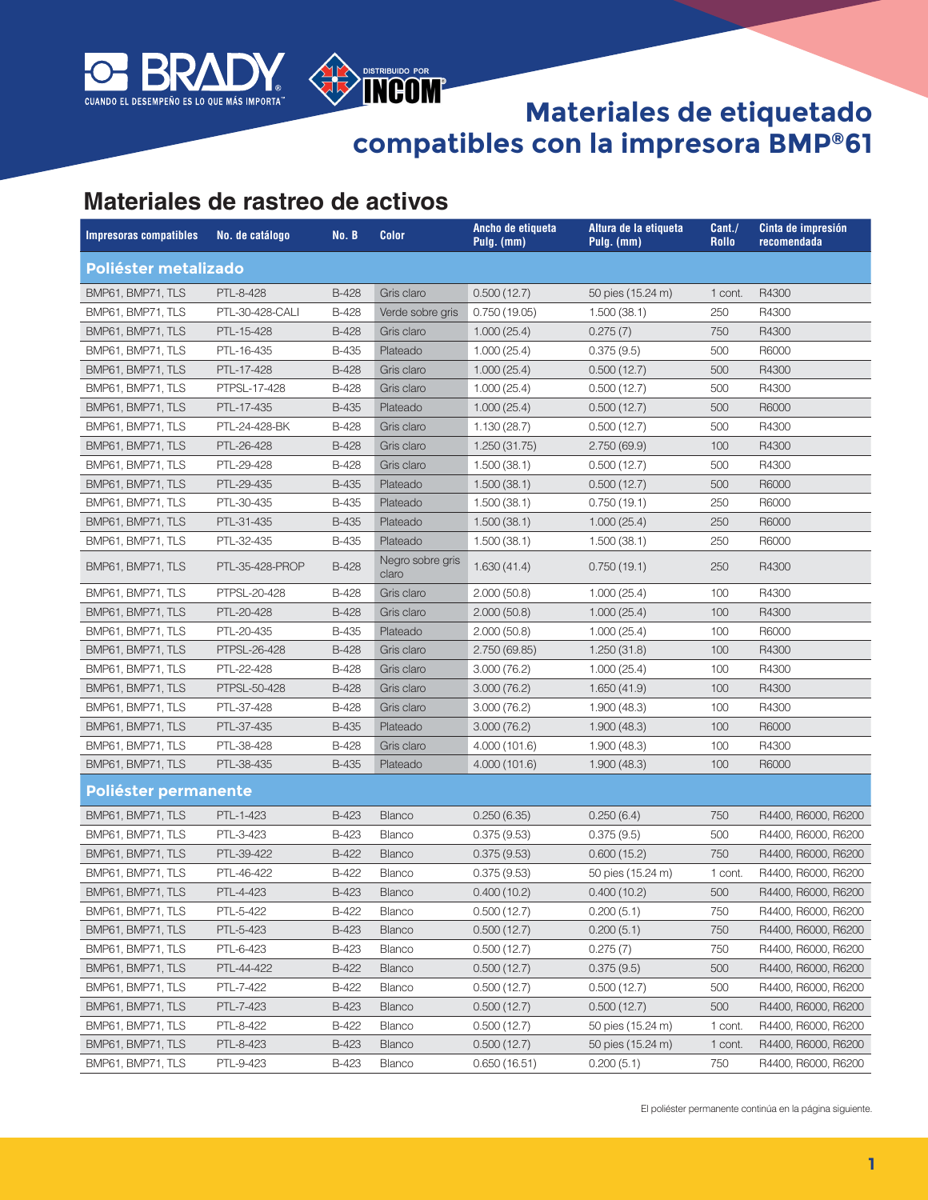BRADY
CUANDO EL DESEMPEÑO ES LO QUE MÁS IMPORTA™

DISTRIBUIDO POR INCOM®

# Materiales de etiquetado compatibles con la impresora BMP®61

## Materiales de rastreo de activos

| Impresoras compatibles | No. de catálogo | No. B | Color | Ancho de etiqueta Pulg. (mm) | Altura de la etiqueta Pulg. (mm) | Cant./ Rollo | Cinta de impresión recomendada |
|---|---|---|---|---|---|---|---|
| **Poliéster metalizado** | | | | | | | |
| BMP61, BMP71, TLS | PTL-8-428 | B-428 | Gris claro | 0.500 (12.7) | 50 pies (15.24 m) | 1 cont. | R4300 |
| BMP61, BMP71, TLS | PTL-30-428-CALI | B-428 | Verde sobre gris | 0.750 (19.05) | 1.500 (38.1) | 250 | R4300 |
| BMP61, BMP71, TLS | PTL-15-428 | B-428 | Gris claro | 1.000 (25.4) | 0.275 (7) | 750 | R4300 |
| BMP61, BMP71, TLS | PTL-16-435 | B-435 | Plateado | 1.000 (25.4) | 0.375 (9.5) | 500 | R6000 |
| BMP61, BMP71, TLS | PTL-17-428 | B-428 | Gris claro | 1.000 (25.4) | 0.500 (12.7) | 500 | R4300 |
| BMP61, BMP71, TLS | PTPSL-17-428 | B-428 | Gris claro | 1.000 (25.4) | 0.500 (12.7) | 500 | R4300 |
| BMP61, BMP71, TLS | PTL-17-435 | B-435 | Plateado | 1.000 (25.4) | 0.500 (12.7) | 500 | R6000 |
| BMP61, BMP71, TLS | PTL-24-428-BK | B-428 | Gris claro | 1.130 (28.7) | 0.500 (12.7) | 500 | R4300 |
| BMP61, BMP71, TLS | PTL-26-428 | B-428 | Gris claro | 1.250 (31.75) | 2.750 (69.9) | 100 | R4300 |
| BMP61, BMP71, TLS | PTL-29-428 | B-428 | Gris claro | 1.500 (38.1) | 0.500 (12.7) | 500 | R4300 |
| BMP61, BMP71, TLS | PTL-29-435 | B-435 | Plateado | 1.500 (38.1) | 0.500 (12.7) | 500 | R6000 |
| BMP61, BMP71, TLS | PTL-30-435 | B-435 | Plateado | 1.500 (38.1) | 0.750 (19.1) | 250 | R6000 |
| BMP61, BMP71, TLS | PTL-31-435 | B-435 | Plateado | 1.500 (38.1) | 1.000 (25.4) | 250 | R6000 |
| BMP61, BMP71, TLS | PTL-32-435 | B-435 | Plateado | 1.500 (38.1) | 1.500 (38.1) | 250 | R6000 |
| BMP61, BMP71, TLS | PTL-35-428-PROP | B-428 | Negro sobre gris claro | 1.630 (41.4) | 0.750 (19.1) | 250 | R4300 |
| BMP61, BMP71, TLS | PTPSL-20-428 | B-428 | Gris claro | 2.000 (50.8) | 1.000 (25.4) | 100 | R4300 |
| BMP61, BMP71, TLS | PTL-20-428 | B-428 | Gris claro | 2.000 (50.8) | 1.000 (25.4) | 100 | R4300 |
| BMP61, BMP71, TLS | PTL-20-435 | B-435 | Plateado | 2.000 (50.8) | 1.000 (25.4) | 100 | R6000 |
| BMP61, BMP71, TLS | PTPSL-26-428 | B-428 | Gris claro | 2.750 (69.85) | 1.250 (31.8) | 100 | R4300 |
| BMP61, BMP71, TLS | PTL-22-428 | B-428 | Gris claro | 3.000 (76.2) | 1.000 (25.4) | 100 | R4300 |
| BMP61, BMP71, TLS | PTPSL-50-428 | B-428 | Gris claro | 3.000 (76.2) | 1.650 (41.9) | 100 | R4300 |
| BMP61, BMP71, TLS | PTL-37-428 | B-428 | Gris claro | 3.000 (76.2) | 1.900 (48.3) | 100 | R4300 |
| BMP61, BMP71, TLS | PTL-37-435 | B-435 | Plateado | 3.000 (76.2) | 1.900 (48.3) | 100 | R6000 |
| BMP61, BMP71, TLS | PTL-38-428 | B-428 | Gris claro | 4.000 (101.6) | 1.900 (48.3) | 100 | R4300 |
| BMP61, BMP71, TLS | PTL-38-435 | B-435 | Plateado | 4.000 (101.6) | 1.900 (48.3) | 100 | R6000 |
| **Poliéster permanente** | | | | | | | |
| BMP61, BMP71, TLS | PTL-1-423 | B-423 | Blanco | 0.250 (6.35) | 0.250 (6.4) | 750 | R4400, R6000, R6200 |
| BMP61, BMP71, TLS | PTL-3-423 | B-423 | Blanco | 0.375 (9.53) | 0.375 (9.5) | 500 | R4400, R6000, R6200 |
| BMP61, BMP71, TLS | PTL-39-422 | B-422 | Blanco | 0.375 (9.53) | 0.600 (15.2) | 750 | R4400, R6000, R6200 |
| BMP61, BMP71, TLS | PTL-46-422 | B-422 | Blanco | 0.375 (9.53) | 50 pies (15.24 m) | 1 cont. | R4400, R6000, R6200 |
| BMP61, BMP71, TLS | PTL-4-423 | B-423 | Blanco | 0.400 (10.2) | 0.400 (10.2) | 500 | R4400, R6000, R6200 |
| BMP61, BMP71, TLS | PTL-5-422 | B-422 | Blanco | 0.500 (12.7) | 0.200 (5.1) | 750 | R4400, R6000, R6200 |
| BMP61, BMP71, TLS | PTL-5-423 | B-423 | Blanco | 0.500 (12.7) | 0.200 (5.1) | 750 | R4400, R6000, R6200 |
| BMP61, BMP71, TLS | PTL-6-423 | B-423 | Blanco | 0.500 (12.7) | 0.275 (7) | 750 | R4400, R6000, R6200 |
| BMP61, BMP71, TLS | PTL-44-422 | B-422 | Blanco | 0.500 (12.7) | 0.375 (9.5) | 500 | R4400, R6000, R6200 |
| BMP61, BMP71, TLS | PTL-7-422 | B-422 | Blanco | 0.500 (12.7) | 0.500 (12.7) | 500 | R4400, R6000, R6200 |
| BMP61, BMP71, TLS | PTL-7-423 | B-423 | Blanco | 0.500 (12.7) | 0.500 (12.7) | 500 | R4400, R6000, R6200 |
| BMP61, BMP71, TLS | PTL-8-422 | B-422 | Blanco | 0.500 (12.7) | 50 pies (15.24 m) | 1 cont. | R4400, R6000, R6200 |
| BMP61, BMP71, TLS | PTL-8-423 | B-423 | Blanco | 0.500 (12.7) | 50 pies (15.24 m) | 1 cont. | R4400, R6000, R6200 |
| BMP61, BMP71, TLS | PTL-9-423 | B-423 | Blanco | 0.650 (16.51) | 0.200 (5.1) | 750 | R4400, R6000, R6200 |

El poliéster permanente continúa en la página siguiente.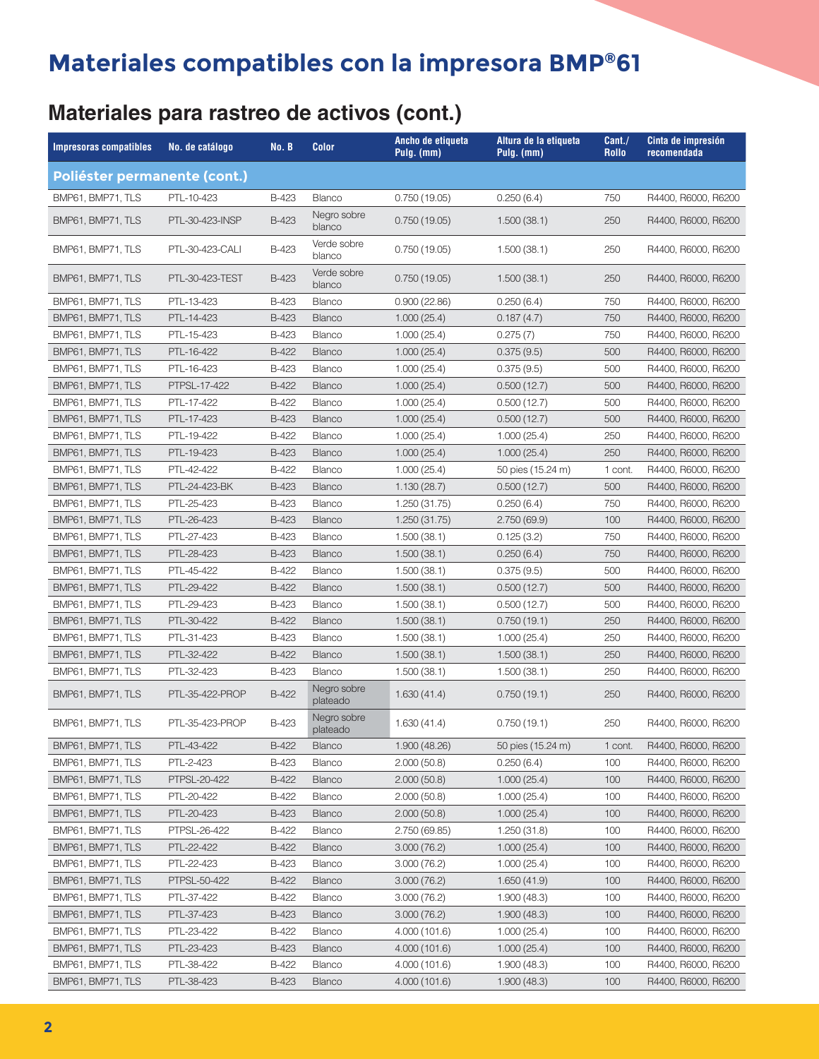# Materiales compatibles con la impresora BMP®61

## Materiales para rastreo de activos (cont.)

| Impresoras compatibles | No. de catálogo | No. B | Color | Ancho de etiqueta Pulg. (mm) | Altura de la etiqueta Pulg. (mm) | Cant./ Rollo | Cinta de impresión recomendada |
|---|---|---|---|---|---|---|---|
| **Poliéster permanente (cont.)** | | | | | | | |
| BMP61, BMP71, TLS | PTL-10-423 | B-423 | Blanco | 0.750 (19.05) | 0.250 (6.4) | 750 | R4400, R6000, R6200 |
| BMP61, BMP71, TLS | PTL-30-423-INSP | B-423 | Negro sobre blanco | 0.750 (19.05) | 1.500 (38.1) | 250 | R4400, R6000, R6200 |
| BMP61, BMP71, TLS | PTL-30-423-CALI | B-423 | Verde sobre blanco | 0.750 (19.05) | 1.500 (38.1) | 250 | R4400, R6000, R6200 |
| BMP61, BMP71, TLS | PTL-30-423-TEST | B-423 | Verde sobre blanco | 0.750 (19.05) | 1.500 (38.1) | 250 | R4400, R6000, R6200 |
| BMP61, BMP71, TLS | PTL-13-423 | B-423 | Blanco | 0.900 (22.86) | 0.250 (6.4) | 750 | R4400, R6000, R6200 |
| BMP61, BMP71, TLS | PTL-14-423 | B-423 | Blanco | 1.000 (25.4) | 0.187 (4.7) | 750 | R4400, R6000, R6200 |
| BMP61, BMP71, TLS | PTL-15-423 | B-423 | Blanco | 1.000 (25.4) | 0.275 (7) | 750 | R4400, R6000, R6200 |
| BMP61, BMP71, TLS | PTL-16-422 | B-422 | Blanco | 1.000 (25.4) | 0.375 (9.5) | 500 | R4400, R6000, R6200 |
| BMP61, BMP71, TLS | PTL-16-423 | B-423 | Blanco | 1.000 (25.4) | 0.375 (9.5) | 500 | R4400, R6000, R6200 |
| BMP61, BMP71, TLS | PTPSL-17-422 | B-422 | Blanco | 1.000 (25.4) | 0.500 (12.7) | 500 | R4400, R6000, R6200 |
| BMP61, BMP71, TLS | PTL-17-422 | B-422 | Blanco | 1.000 (25.4) | 0.500 (12.7) | 500 | R4400, R6000, R6200 |
| BMP61, BMP71, TLS | PTL-17-423 | B-423 | Blanco | 1.000 (25.4) | 0.500 (12.7) | 500 | R4400, R6000, R6200 |
| BMP61, BMP71, TLS | PTL-19-422 | B-422 | Blanco | 1.000 (25.4) | 1.000 (25.4) | 250 | R4400, R6000, R6200 |
| BMP61, BMP71, TLS | PTL-19-423 | B-423 | Blanco | 1.000 (25.4) | 1.000 (25.4) | 250 | R4400, R6000, R6200 |
| BMP61, BMP71, TLS | PTL-42-422 | B-422 | Blanco | 1.000 (25.4) | 50 pies (15.24 m) | 1 cont. | R4400, R6000, R6200 |
| BMP61, BMP71, TLS | PTL-24-423-BK | B-423 | Blanco | 1.130 (28.7) | 0.500 (12.7) | 500 | R4400, R6000, R6200 |
| BMP61, BMP71, TLS | PTL-25-423 | B-423 | Blanco | 1.250 (31.75) | 0.250 (6.4) | 750 | R4400, R6000, R6200 |
| BMP61, BMP71, TLS | PTL-26-423 | B-423 | Blanco | 1.250 (31.75) | 2.750 (69.9) | 100 | R4400, R6000, R6200 |
| BMP61, BMP71, TLS | PTL-27-423 | B-423 | Blanco | 1.500 (38.1) | 0.125 (3.2) | 750 | R4400, R6000, R6200 |
| BMP61, BMP71, TLS | PTL-28-423 | B-423 | Blanco | 1.500 (38.1) | 0.250 (6.4) | 750 | R4400, R6000, R6200 |
| BMP61, BMP71, TLS | PTL-45-422 | B-422 | Blanco | 1.500 (38.1) | 0.375 (9.5) | 500 | R4400, R6000, R6200 |
| BMP61, BMP71, TLS | PTL-29-422 | B-422 | Blanco | 1.500 (38.1) | 0.500 (12.7) | 500 | R4400, R6000, R6200 |
| BMP61, BMP71, TLS | PTL-29-423 | B-423 | Blanco | 1.500 (38.1) | 0.500 (12.7) | 500 | R4400, R6000, R6200 |
| BMP61, BMP71, TLS | PTL-30-422 | B-422 | Blanco | 1.500 (38.1) | 0.750 (19.1) | 250 | R4400, R6000, R6200 |
| BMP61, BMP71, TLS | PTL-31-423 | B-423 | Blanco | 1.500 (38.1) | 1.000 (25.4) | 250 | R4400, R6000, R6200 |
| BMP61, BMP71, TLS | PTL-32-422 | B-422 | Blanco | 1.500 (38.1) | 1.500 (38.1) | 250 | R4400, R6000, R6200 |
| BMP61, BMP71, TLS | PTL-32-423 | B-423 | Blanco | 1.500 (38.1) | 1.500 (38.1) | 250 | R4400, R6000, R6200 |
| BMP61, BMP71, TLS | PTL-35-422-PROP | B-422 | Negro sobre plateado | 1.630 (41.4) | 0.750 (19.1) | 250 | R4400, R6000, R6200 |
| BMP61, BMP71, TLS | PTL-35-423-PROP | B-423 | Negro sobre plateado | 1.630 (41.4) | 0.750 (19.1) | 250 | R4400, R6000, R6200 |
| BMP61, BMP71, TLS | PTL-43-422 | B-422 | Blanco | 1.900 (48.26) | 50 pies (15.24 m) | 1 cont. | R4400, R6000, R6200 |
| BMP61, BMP71, TLS | PTL-2-423 | B-423 | Blanco | 2.000 (50.8) | 0.250 (6.4) | 100 | R4400, R6000, R6200 |
| BMP61, BMP71, TLS | PTPSL-20-422 | B-422 | Blanco | 2.000 (50.8) | 1.000 (25.4) | 100 | R4400, R6000, R6200 |
| BMP61, BMP71, TLS | PTL-20-422 | B-422 | Blanco | 2.000 (50.8) | 1.000 (25.4) | 100 | R4400, R6000, R6200 |
| BMP61, BMP71, TLS | PTL-20-423 | B-423 | Blanco | 2.000 (50.8) | 1.000 (25.4) | 100 | R4400, R6000, R6200 |
| BMP61, BMP71, TLS | PTPSL-26-422 | B-422 | Blanco | 2.750 (69.85) | 1.250 (31.8) | 100 | R4400, R6000, R6200 |
| BMP61, BMP71, TLS | PTL-22-422 | B-422 | Blanco | 3.000 (76.2) | 1.000 (25.4) | 100 | R4400, R6000, R6200 |
| BMP61, BMP71, TLS | PTL-22-423 | B-423 | Blanco | 3.000 (76.2) | 1.000 (25.4) | 100 | R4400, R6000, R6200 |
| BMP61, BMP71, TLS | PTPSL-50-422 | B-422 | Blanco | 3.000 (76.2) | 1.650 (41.9) | 100 | R4400, R6000, R6200 |
| BMP61, BMP71, TLS | PTL-37-422 | B-422 | Blanco | 3.000 (76.2) | 1.900 (48.3) | 100 | R4400, R6000, R6200 |
| BMP61, BMP71, TLS | PTL-37-423 | B-423 | Blanco | 3.000 (76.2) | 1.900 (48.3) | 100 | R4400, R6000, R6200 |
| BMP61, BMP71, TLS | PTL-23-422 | B-422 | Blanco | 4.000 (101.6) | 1.000 (25.4) | 100 | R4400, R6000, R6200 |
| BMP61, BMP71, TLS | PTL-23-423 | B-423 | Blanco | 4.000 (101.6) | 1.000 (25.4) | 100 | R4400, R6000, R6200 |
| BMP61, BMP71, TLS | PTL-38-422 | B-422 | Blanco | 4.000 (101.6) | 1.900 (48.3) | 100 | R4400, R6000, R6200 |
| BMP61, BMP71, TLS | PTL-38-423 | B-423 | Blanco | 4.000 (101.6) | 1.900 (48.3) | 100 | R4400, R6000, R6200 |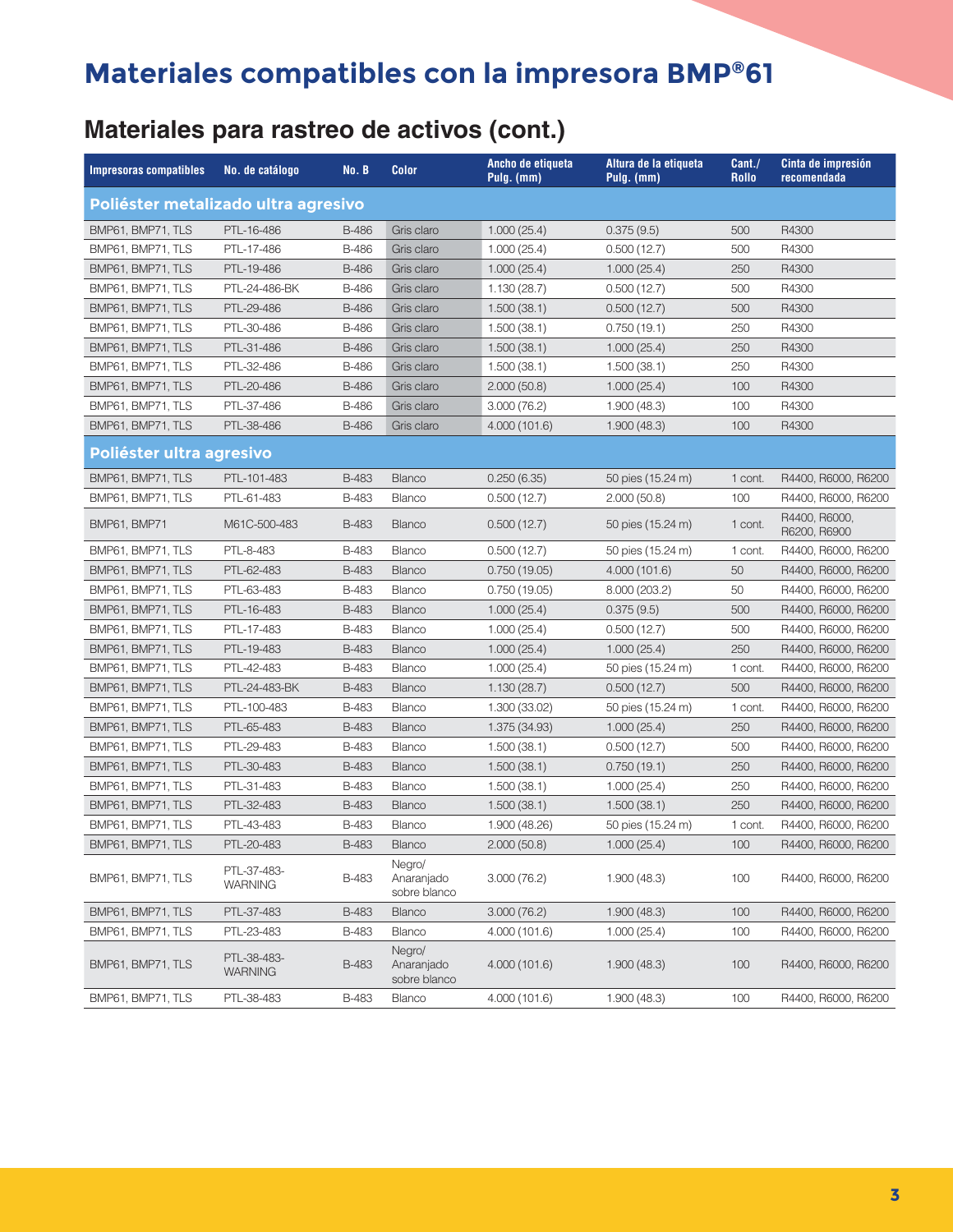# Materiales compatibles con la impresora BMP®61

## Materiales para rastreo de activos (cont.)

| Impresoras compatibles | No. de catálogo | No. B | Color | Ancho de etiqueta Pulg. (mm) | Altura de la etiqueta Pulg. (mm) | Cant./ Rollo | Cinta de impresión recomendada |
|---|---|---|---|---|---|---|---|
| **Poliéster metalizado ultra agresivo** | | | | | | | |
| BMP61, BMP71, TLS | PTL-16-486 | B-486 | Gris claro | 1.000 (25.4) | 0.375 (9.5) | 500 | R4300 |
| BMP61, BMP71, TLS | PTL-17-486 | B-486 | Gris claro | 1.000 (25.4) | 0.500 (12.7) | 500 | R4300 |
| BMP61, BMP71, TLS | PTL-19-486 | B-486 | Gris claro | 1.000 (25.4) | 1.000 (25.4) | 250 | R4300 |
| BMP61, BMP71, TLS | PTL-24-486-BK | B-486 | Gris claro | 1.130 (28.7) | 0.500 (12.7) | 500 | R4300 |
| BMP61, BMP71, TLS | PTL-29-486 | B-486 | Gris claro | 1.500 (38.1) | 0.500 (12.7) | 500 | R4300 |
| BMP61, BMP71, TLS | PTL-30-486 | B-486 | Gris claro | 1.500 (38.1) | 0.750 (19.1) | 250 | R4300 |
| BMP61, BMP71, TLS | PTL-31-486 | B-486 | Gris claro | 1.500 (38.1) | 1.000 (25.4) | 250 | R4300 |
| BMP61, BMP71, TLS | PTL-32-486 | B-486 | Gris claro | 1.500 (38.1) | 1.500 (38.1) | 250 | R4300 |
| BMP61, BMP71, TLS | PTL-20-486 | B-486 | Gris claro | 2.000 (50.8) | 1.000 (25.4) | 100 | R4300 |
| BMP61, BMP71, TLS | PTL-37-486 | B-486 | Gris claro | 3.000 (76.2) | 1.900 (48.3) | 100 | R4300 |
| BMP61, BMP71, TLS | PTL-38-486 | B-486 | Gris claro | 4.000 (101.6) | 1.900 (48.3) | 100 | R4300 |
| **Poliéster ultra agresivo** | | | | | | | |
| BMP61, BMP71, TLS | PTL-101-483 | B-483 | Blanco | 0.250 (6.35) | 50 pies (15.24 m) | 1 cont. | R4400, R6000, R6200 |
| BMP61, BMP71, TLS | PTL-61-483 | B-483 | Blanco | 0.500 (12.7) | 2.000 (50.8) | 100 | R4400, R6000, R6200 |
| BMP61, BMP71 | M61C-500-483 | B-483 | Blanco | 0.500 (12.7) | 50 pies (15.24 m) | 1 cont. | R4400, R6000, R6200, R6900 |
| BMP61, BMP71, TLS | PTL-8-483 | B-483 | Blanco | 0.500 (12.7) | 50 pies (15.24 m) | 1 cont. | R4400, R6000, R6200 |
| BMP61, BMP71, TLS | PTL-62-483 | B-483 | Blanco | 0.750 (19.05) | 4.000 (101.6) | 50 | R4400, R6000, R6200 |
| BMP61, BMP71, TLS | PTL-63-483 | B-483 | Blanco | 0.750 (19.05) | 8.000 (203.2) | 50 | R4400, R6000, R6200 |
| BMP61, BMP71, TLS | PTL-16-483 | B-483 | Blanco | 1.000 (25.4) | 0.375 (9.5) | 500 | R4400, R6000, R6200 |
| BMP61, BMP71, TLS | PTL-17-483 | B-483 | Blanco | 1.000 (25.4) | 0.500 (12.7) | 500 | R4400, R6000, R6200 |
| BMP61, BMP71, TLS | PTL-19-483 | B-483 | Blanco | 1.000 (25.4) | 1.000 (25.4) | 250 | R4400, R6000, R6200 |
| BMP61, BMP71, TLS | PTL-42-483 | B-483 | Blanco | 1.000 (25.4) | 50 pies (15.24 m) | 1 cont. | R4400, R6000, R6200 |
| BMP61, BMP71, TLS | PTL-24-483-BK | B-483 | Blanco | 1.130 (28.7) | 0.500 (12.7) | 500 | R4400, R6000, R6200 |
| BMP61, BMP71, TLS | PTL-100-483 | B-483 | Blanco | 1.300 (33.02) | 50 pies (15.24 m) | 1 cont. | R4400, R6000, R6200 |
| BMP61, BMP71, TLS | PTL-65-483 | B-483 | Blanco | 1.375 (34.93) | 1.000 (25.4) | 250 | R4400, R6000, R6200 |
| BMP61, BMP71, TLS | PTL-29-483 | B-483 | Blanco | 1.500 (38.1) | 0.500 (12.7) | 500 | R4400, R6000, R6200 |
| BMP61, BMP71, TLS | PTL-30-483 | B-483 | Blanco | 1.500 (38.1) | 0.750 (19.1) | 250 | R4400, R6000, R6200 |
| BMP61, BMP71, TLS | PTL-31-483 | B-483 | Blanco | 1.500 (38.1) | 1.000 (25.4) | 250 | R4400, R6000, R6200 |
| BMP61, BMP71, TLS | PTL-32-483 | B-483 | Blanco | 1.500 (38.1) | 1.500 (38.1) | 250 | R4400, R6000, R6200 |
| BMP61, BMP71, TLS | PTL-43-483 | B-483 | Blanco | 1.900 (48.26) | 50 pies (15.24 m) | 1 cont. | R4400, R6000, R6200 |
| BMP61, BMP71, TLS | PTL-20-483 | B-483 | Blanco | 2.000 (50.8) | 1.000 (25.4) | 100 | R4400, R6000, R6200 |
| BMP61, BMP71, TLS | PTL-37-483-WARNING | B-483 | Negro/ Anaranjado sobre blanco | 3.000 (76.2) | 1.900 (48.3) | 100 | R4400, R6000, R6200 |
| BMP61, BMP71, TLS | PTL-37-483 | B-483 | Blanco | 3.000 (76.2) | 1.900 (48.3) | 100 | R4400, R6000, R6200 |
| BMP61, BMP71, TLS | PTL-23-483 | B-483 | Blanco | 4.000 (101.6) | 1.000 (25.4) | 100 | R4400, R6000, R6200 |
| BMP61, BMP71, TLS | PTL-38-483-WARNING | B-483 | Negro/ Anaranjado sobre blanco | 4.000 (101.6) | 1.900 (48.3) | 100 | R4400, R6000, R6200 |
| BMP61, BMP71, TLS | PTL-38-483 | B-483 | Blanco | 4.000 (101.6) | 1.900 (48.3) | 100 | R4400, R6000, R6200 |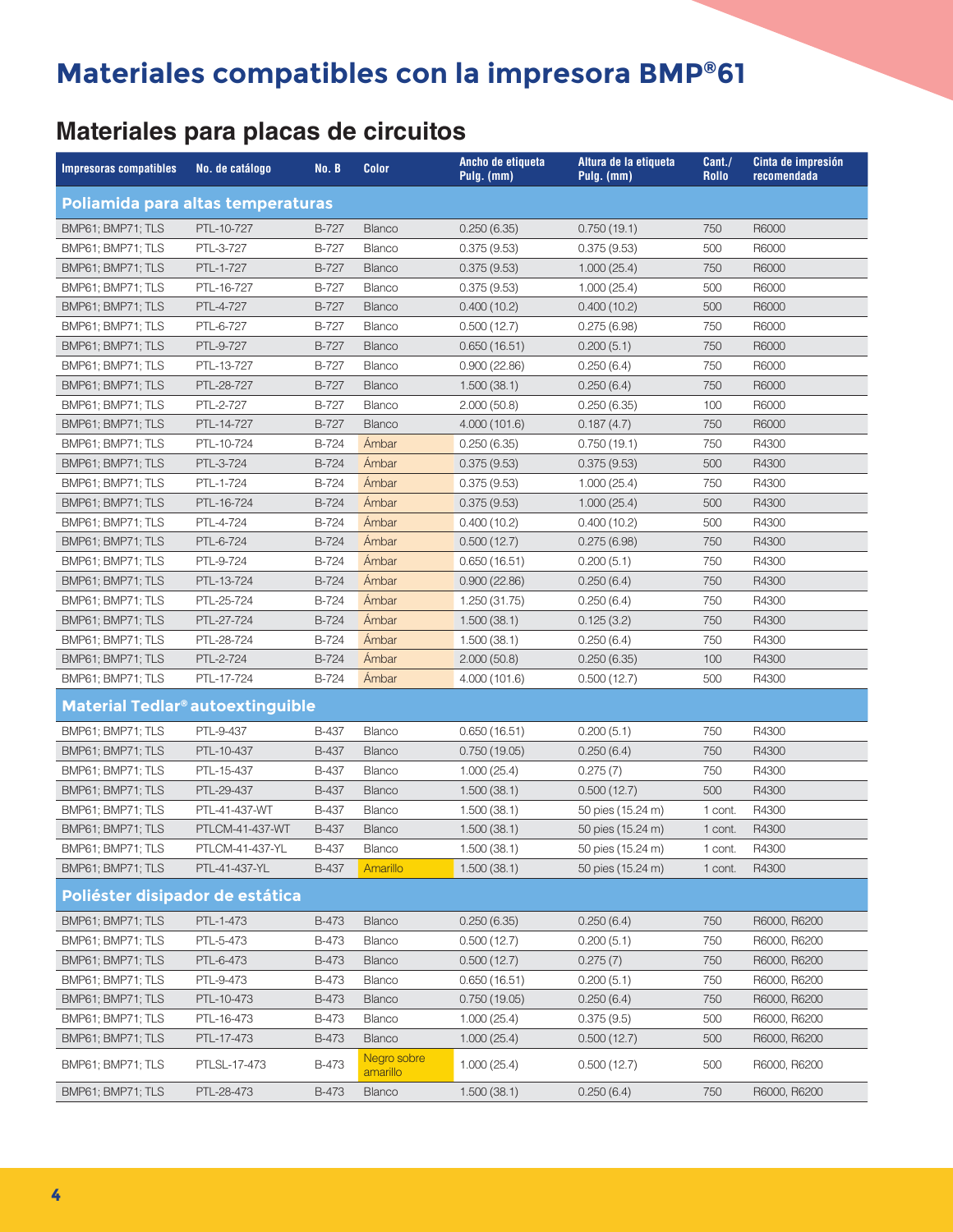# Materiales compatibles con la impresora BMP®61

## Materiales para placas de circuitos

| Impresoras compatibles | No. de catálogo | No. B | Color | Ancho de etiqueta Pulg. (mm) | Altura de la etiqueta Pulg. (mm) | Cant./ Rollo | Cinta de impresión recomendada |
|---|---|---|---|---|---|---|---|
| **Poliamida para altas temperaturas** | | | | | | | |
| BMP61; BMP71; TLS | PTL-10-727 | B-727 | Blanco | 0.250 (6.35) | 0.750 (19.1) | 750 | R6000 |
| BMP61; BMP71; TLS | PTL-3-727 | B-727 | Blanco | 0.375 (9.53) | 0.375 (9.53) | 500 | R6000 |
| BMP61; BMP71; TLS | PTL-1-727 | B-727 | Blanco | 0.375 (9.53) | 1.000 (25.4) | 750 | R6000 |
| BMP61; BMP71; TLS | PTL-16-727 | B-727 | Blanco | 0.375 (9.53) | 1.000 (25.4) | 500 | R6000 |
| BMP61; BMP71; TLS | PTL-4-727 | B-727 | Blanco | 0.400 (10.2) | 0.400 (10.2) | 500 | R6000 |
| BMP61; BMP71; TLS | PTL-6-727 | B-727 | Blanco | 0.500 (12.7) | 0.275 (6.98) | 750 | R6000 |
| BMP61; BMP71; TLS | PTL-9-727 | B-727 | Blanco | 0.650 (16.51) | 0.200 (5.1) | 750 | R6000 |
| BMP61; BMP71; TLS | PTL-13-727 | B-727 | Blanco | 0.900 (22.86) | 0.250 (6.4) | 750 | R6000 |
| BMP61; BMP71; TLS | PTL-28-727 | B-727 | Blanco | 1.500 (38.1) | 0.250 (6.4) | 750 | R6000 |
| BMP61; BMP71; TLS | PTL-2-727 | B-727 | Blanco | 2.000 (50.8) | 0.250 (6.35) | 100 | R6000 |
| BMP61; BMP71; TLS | PTL-14-727 | B-727 | Blanco | 4.000 (101.6) | 0.187 (4.7) | 750 | R6000 |
| BMP61; BMP71; TLS | PTL-10-724 | B-724 | Ámbar | 0.250 (6.35) | 0.750 (19.1) | 750 | R4300 |
| BMP61; BMP71; TLS | PTL-3-724 | B-724 | Ámbar | 0.375 (9.53) | 0.375 (9.53) | 500 | R4300 |
| BMP61; BMP71; TLS | PTL-1-724 | B-724 | Ámbar | 0.375 (9.53) | 1.000 (25.4) | 750 | R4300 |
| BMP61; BMP71; TLS | PTL-16-724 | B-724 | Ámbar | 0.375 (9.53) | 1.000 (25.4) | 500 | R4300 |
| BMP61; BMP71; TLS | PTL-4-724 | B-724 | Ámbar | 0.400 (10.2) | 0.400 (10.2) | 500 | R4300 |
| BMP61; BMP71; TLS | PTL-6-724 | B-724 | Ámbar | 0.500 (12.7) | 0.275 (6.98) | 750 | R4300 |
| BMP61; BMP71; TLS | PTL-9-724 | B-724 | Ámbar | 0.650 (16.51) | 0.200 (5.1) | 750 | R4300 |
| BMP61; BMP71; TLS | PTL-13-724 | B-724 | Ámbar | 0.900 (22.86) | 0.250 (6.4) | 750 | R4300 |
| BMP61; BMP71; TLS | PTL-25-724 | B-724 | Ámbar | 1.250 (31.75) | 0.250 (6.4) | 750 | R4300 |
| BMP61; BMP71; TLS | PTL-27-724 | B-724 | Ámbar | 1.500 (38.1) | 0.125 (3.2) | 750 | R4300 |
| BMP61; BMP71; TLS | PTL-28-724 | B-724 | Ámbar | 1.500 (38.1) | 0.250 (6.4) | 750 | R4300 |
| BMP61; BMP71; TLS | PTL-2-724 | B-724 | Ámbar | 2.000 (50.8) | 0.250 (6.35) | 100 | R4300 |
| BMP61; BMP71; TLS | PTL-17-724 | B-724 | Ámbar | 4.000 (101.6) | 0.500 (12.7) | 500 | R4300 |
| **Material Tedlar® autoextinguible** | | | | | | | |
| BMP61; BMP71; TLS | PTL-9-437 | B-437 | Blanco | 0.650 (16.51) | 0.200 (5.1) | 750 | R4300 |
| BMP61; BMP71; TLS | PTL-10-437 | B-437 | Blanco | 0.750 (19.05) | 0.250 (6.4) | 750 | R4300 |
| BMP61; BMP71; TLS | PTL-15-437 | B-437 | Blanco | 1.000 (25.4) | 0.275 (7) | 750 | R4300 |
| BMP61; BMP71; TLS | PTL-29-437 | B-437 | Blanco | 1.500 (38.1) | 0.500 (12.7) | 500 | R4300 |
| BMP61; BMP71; TLS | PTL-41-437-WT | B-437 | Blanco | 1.500 (38.1) | 50 pies (15.24 m) | 1 cont. | R4300 |
| BMP61; BMP71; TLS | PTLCM-41-437-WT | B-437 | Blanco | 1.500 (38.1) | 50 pies (15.24 m) | 1 cont. | R4300 |
| BMP61; BMP71; TLS | PTLCM-41-437-YL | B-437 | Blanco | 1.500 (38.1) | 50 pies (15.24 m) | 1 cont. | R4300 |
| BMP61; BMP71; TLS | PTL-41-437-YL | B-437 | Amarillo | 1.500 (38.1) | 50 pies (15.24 m) | 1 cont. | R4300 |
| **Poliéster disipador de estática** | | | | | | | |
| BMP61; BMP71; TLS | PTL-1-473 | B-473 | Blanco | 0.250 (6.35) | 0.250 (6.4) | 750 | R6000, R6200 |
| BMP61; BMP71; TLS | PTL-5-473 | B-473 | Blanco | 0.500 (12.7) | 0.200 (5.1) | 750 | R6000, R6200 |
| BMP61; BMP71; TLS | PTL-6-473 | B-473 | Blanco | 0.500 (12.7) | 0.275 (7) | 750 | R6000, R6200 |
| BMP61; BMP71; TLS | PTL-9-473 | B-473 | Blanco | 0.650 (16.51) | 0.200 (5.1) | 750 | R6000, R6200 |
| BMP61; BMP71; TLS | PTL-10-473 | B-473 | Blanco | 0.750 (19.05) | 0.250 (6.4) | 750 | R6000, R6200 |
| BMP61; BMP71; TLS | PTL-16-473 | B-473 | Blanco | 1.000 (25.4) | 0.375 (9.5) | 500 | R6000, R6200 |
| BMP61; BMP71; TLS | PTL-17-473 | B-473 | Blanco | 1.000 (25.4) | 0.500 (12.7) | 500 | R6000, R6200 |
| BMP61; BMP71; TLS | PTLSL-17-473 | B-473 | Negro sobre amarillo | 1.000 (25.4) | 0.500 (12.7) | 500 | R6000, R6200 |
| BMP61; BMP71; TLS | PTL-28-473 | B-473 | Blanco | 1.500 (38.1) | 0.250 (6.4) | 750 | R6000, R6200 |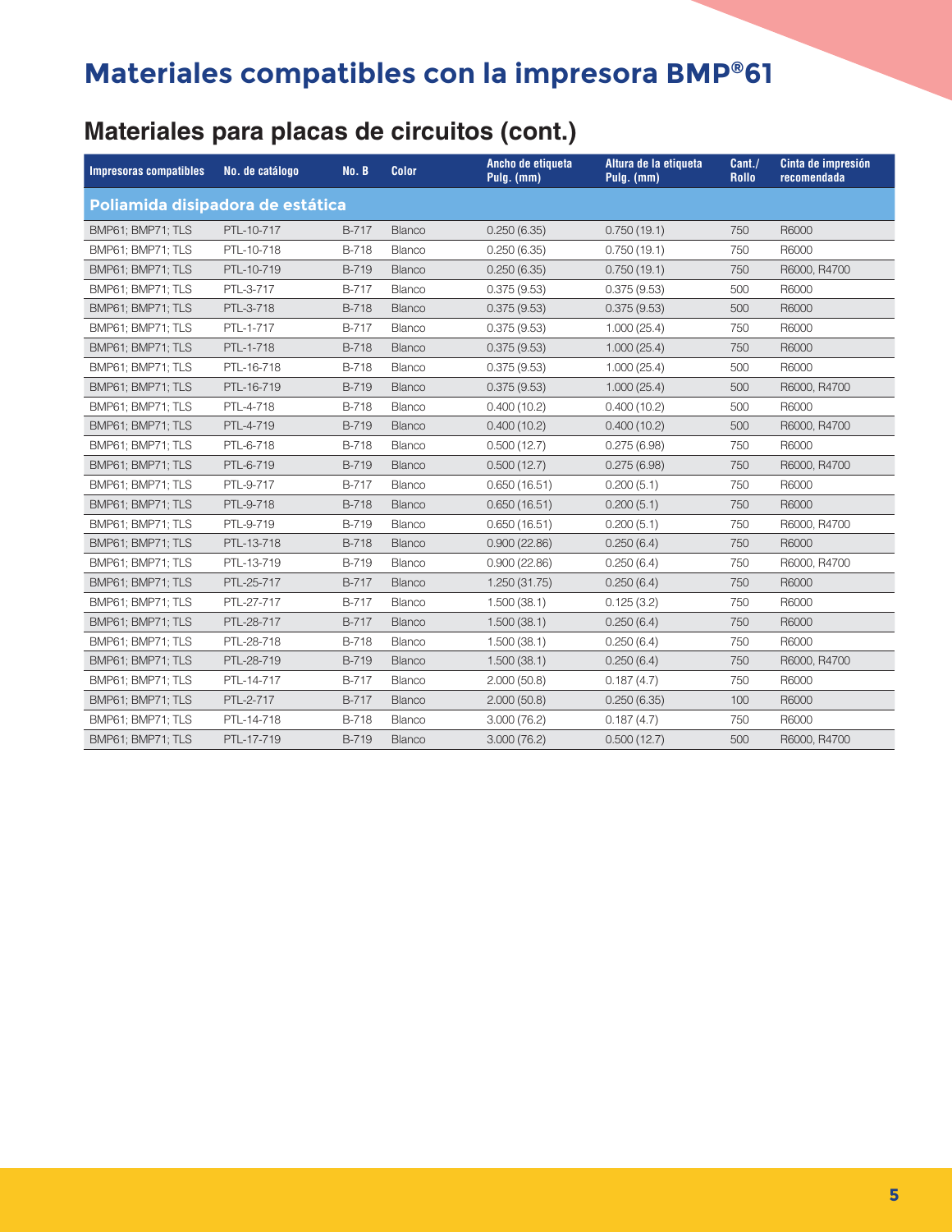# Materiales compatibles con la impresora BMP®61

## Materiales para placas de circuitos (cont.)

| Impresoras compatibles | No. de catálogo | No. B | Color | Ancho de etiqueta Pulg. (mm) | Altura de la etiqueta Pulg. (mm) | Cant./ Rollo | Cinta de impresión recomendada |
|---|---|---|---|---|---|---|---|
| **Poliamida disipadora de estática** | | | | | | | |
| BMP61; BMP71; TLS | PTL-10-717 | B-717 | Blanco | 0.250 (6.35) | 0.750 (19.1) | 750 | R6000 |
| BMP61; BMP71; TLS | PTL-10-718 | B-718 | Blanco | 0.250 (6.35) | 0.750 (19.1) | 750 | R6000 |
| BMP61; BMP71; TLS | PTL-10-719 | B-719 | Blanco | 0.250 (6.35) | 0.750 (19.1) | 750 | R6000, R4700 |
| BMP61; BMP71; TLS | PTL-3-717 | B-717 | Blanco | 0.375 (9.53) | 0.375 (9.53) | 500 | R6000 |
| BMP61; BMP71; TLS | PTL-3-718 | B-718 | Blanco | 0.375 (9.53) | 0.375 (9.53) | 500 | R6000 |
| BMP61; BMP71; TLS | PTL-1-717 | B-717 | Blanco | 0.375 (9.53) | 1.000 (25.4) | 750 | R6000 |
| BMP61; BMP71; TLS | PTL-1-718 | B-718 | Blanco | 0.375 (9.53) | 1.000 (25.4) | 750 | R6000 |
| BMP61; BMP71; TLS | PTL-16-718 | B-718 | Blanco | 0.375 (9.53) | 1.000 (25.4) | 500 | R6000 |
| BMP61; BMP71; TLS | PTL-16-719 | B-719 | Blanco | 0.375 (9.53) | 1.000 (25.4) | 500 | R6000, R4700 |
| BMP61; BMP71; TLS | PTL-4-718 | B-718 | Blanco | 0.400 (10.2) | 0.400 (10.2) | 500 | R6000 |
| BMP61; BMP71; TLS | PTL-4-719 | B-719 | Blanco | 0.400 (10.2) | 0.400 (10.2) | 500 | R6000, R4700 |
| BMP61; BMP71; TLS | PTL-6-718 | B-718 | Blanco | 0.500 (12.7) | 0.275 (6.98) | 750 | R6000 |
| BMP61; BMP71; TLS | PTL-6-719 | B-719 | Blanco | 0.500 (12.7) | 0.275 (6.98) | 750 | R6000, R4700 |
| BMP61; BMP71; TLS | PTL-9-717 | B-717 | Blanco | 0.650 (16.51) | 0.200 (5.1) | 750 | R6000 |
| BMP61; BMP71; TLS | PTL-9-718 | B-718 | Blanco | 0.650 (16.51) | 0.200 (5.1) | 750 | R6000 |
| BMP61; BMP71; TLS | PTL-9-719 | B-719 | Blanco | 0.650 (16.51) | 0.200 (5.1) | 750 | R6000, R4700 |
| BMP61; BMP71; TLS | PTL-13-718 | B-718 | Blanco | 0.900 (22.86) | 0.250 (6.4) | 750 | R6000 |
| BMP61; BMP71; TLS | PTL-13-719 | B-719 | Blanco | 0.900 (22.86) | 0.250 (6.4) | 750 | R6000, R4700 |
| BMP61; BMP71; TLS | PTL-25-717 | B-717 | Blanco | 1.250 (31.75) | 0.250 (6.4) | 750 | R6000 |
| BMP61; BMP71; TLS | PTL-27-717 | B-717 | Blanco | 1.500 (38.1) | 0.125 (3.2) | 750 | R6000 |
| BMP61; BMP71; TLS | PTL-28-717 | B-717 | Blanco | 1.500 (38.1) | 0.250 (6.4) | 750 | R6000 |
| BMP61; BMP71; TLS | PTL-28-718 | B-718 | Blanco | 1.500 (38.1) | 0.250 (6.4) | 750 | R6000 |
| BMP61; BMP71; TLS | PTL-28-719 | B-719 | Blanco | 1.500 (38.1) | 0.250 (6.4) | 750 | R6000, R4700 |
| BMP61; BMP71; TLS | PTL-14-717 | B-717 | Blanco | 2.000 (50.8) | 0.187 (4.7) | 750 | R6000 |
| BMP61; BMP71; TLS | PTL-2-717 | B-717 | Blanco | 2.000 (50.8) | 0.250 (6.35) | 100 | R6000 |
| BMP61; BMP71; TLS | PTL-14-718 | B-718 | Blanco | 3.000 (76.2) | 0.187 (4.7) | 750 | R6000 |
| BMP61; BMP71; TLS | PTL-17-719 | B-719 | Blanco | 3.000 (76.2) | 0.500 (12.7) | 500 | R6000, R4700 |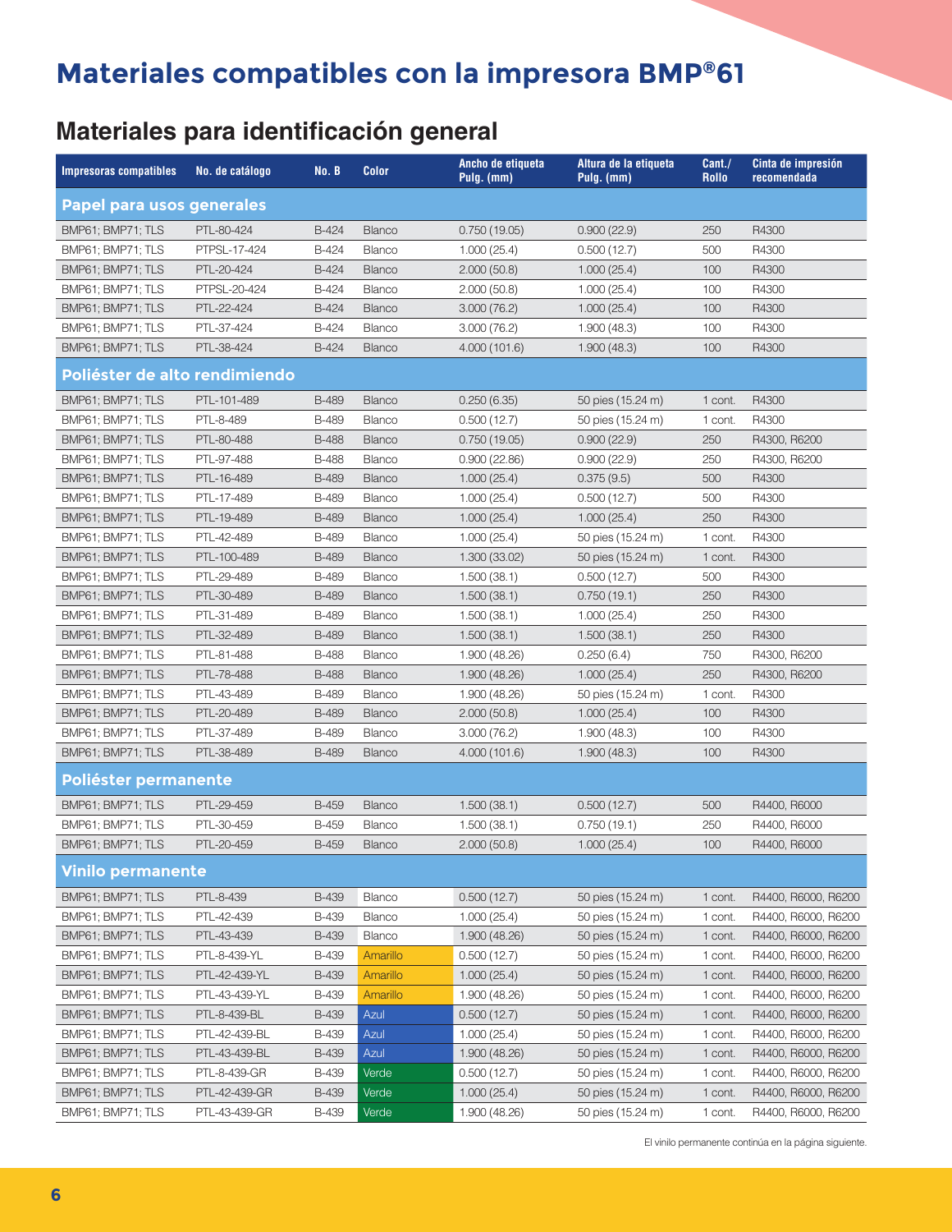# Materiales compatibles con la impresora BMP®61

## Materiales para identificación general

| Impresoras compatibles | No. de catálogo | No. B | Color | Ancho de etiqueta Pulg. (mm) | Altura de la etiqueta Pulg. (mm) | Cant./ Rollo | Cinta de impresión recomendada |
|---|---|---|---|---|---|---|---|
| **Papel para usos generales** | | | | | | | |
| BMP61; BMP71; TLS | PTL-80-424 | B-424 | Blanco | 0.750 (19.05) | 0.900 (22.9) | 250 | R4300 |
| BMP61; BMP71; TLS | PTPSL-17-424 | B-424 | Blanco | 1.000 (25.4) | 0.500 (12.7) | 500 | R4300 |
| BMP61; BMP71; TLS | PTL-20-424 | B-424 | Blanco | 2.000 (50.8) | 1.000 (25.4) | 100 | R4300 |
| BMP61; BMP71; TLS | PTPSL-20-424 | B-424 | Blanco | 2.000 (50.8) | 1.000 (25.4) | 100 | R4300 |
| BMP61; BMP71; TLS | PTL-22-424 | B-424 | Blanco | 3.000 (76.2) | 1.000 (25.4) | 100 | R4300 |
| BMP61; BMP71; TLS | PTL-37-424 | B-424 | Blanco | 3.000 (76.2) | 1.900 (48.3) | 100 | R4300 |
| BMP61; BMP71; TLS | PTL-38-424 | B-424 | Blanco | 4.000 (101.6) | 1.900 (48.3) | 100 | R4300 |
| **Poliéster de alto rendimiendo** | | | | | | | |
| BMP61; BMP71; TLS | PTL-101-489 | B-489 | Blanco | 0.250 (6.35) | 50 pies (15.24 m) | 1 cont. | R4300 |
| BMP61; BMP71; TLS | PTL-8-489 | B-489 | Blanco | 0.500 (12.7) | 50 pies (15.24 m) | 1 cont. | R4300 |
| BMP61; BMP71; TLS | PTL-80-488 | B-488 | Blanco | 0.750 (19.05) | 0.900 (22.9) | 250 | R4300, R6200 |
| BMP61; BMP71; TLS | PTL-97-488 | B-488 | Blanco | 0.900 (22.86) | 0.900 (22.9) | 250 | R4300, R6200 |
| BMP61; BMP71; TLS | PTL-16-489 | B-489 | Blanco | 1.000 (25.4) | 0.375 (9.5) | 500 | R4300 |
| BMP61; BMP71; TLS | PTL-17-489 | B-489 | Blanco | 1.000 (25.4) | 0.500 (12.7) | 500 | R4300 |
| BMP61; BMP71; TLS | PTL-19-489 | B-489 | Blanco | 1.000 (25.4) | 1.000 (25.4) | 250 | R4300 |
| BMP61; BMP71; TLS | PTL-42-489 | B-489 | Blanco | 1.000 (25.4) | 50 pies (15.24 m) | 1 cont. | R4300 |
| BMP61; BMP71; TLS | PTL-100-489 | B-489 | Blanco | 1.300 (33.02) | 50 pies (15.24 m) | 1 cont. | R4300 |
| BMP61; BMP71; TLS | PTL-29-489 | B-489 | Blanco | 1.500 (38.1) | 0.500 (12.7) | 500 | R4300 |
| BMP61; BMP71; TLS | PTL-30-489 | B-489 | Blanco | 1.500 (38.1) | 0.750 (19.1) | 250 | R4300 |
| BMP61; BMP71; TLS | PTL-31-489 | B-489 | Blanco | 1.500 (38.1) | 1.000 (25.4) | 250 | R4300 |
| BMP61; BMP71; TLS | PTL-32-489 | B-489 | Blanco | 1.500 (38.1) | 1.500 (38.1) | 250 | R4300 |
| BMP61; BMP71; TLS | PTL-81-488 | B-488 | Blanco | 1.900 (48.26) | 0.250 (6.4) | 750 | R4300, R6200 |
| BMP61; BMP71; TLS | PTL-78-488 | B-488 | Blanco | 1.900 (48.26) | 1.000 (25.4) | 250 | R4300, R6200 |
| BMP61; BMP71; TLS | PTL-43-489 | B-489 | Blanco | 1.900 (48.26) | 50 pies (15.24 m) | 1 cont. | R4300 |
| BMP61; BMP71; TLS | PTL-20-489 | B-489 | Blanco | 2.000 (50.8) | 1.000 (25.4) | 100 | R4300 |
| BMP61; BMP71; TLS | PTL-37-489 | B-489 | Blanco | 3.000 (76.2) | 1.900 (48.3) | 100 | R4300 |
| BMP61; BMP71; TLS | PTL-38-489 | B-489 | Blanco | 4.000 (101.6) | 1.900 (48.3) | 100 | R4300 |
| **Poliéster permanente** | | | | | | | |
| BMP61; BMP71; TLS | PTL-29-459 | B-459 | Blanco | 1.500 (38.1) | 0.500 (12.7) | 500 | R4400, R6000 |
| BMP61; BMP71; TLS | PTL-30-459 | B-459 | Blanco | 1.500 (38.1) | 0.750 (19.1) | 250 | R4400, R6000 |
| BMP61; BMP71; TLS | PTL-20-459 | B-459 | Blanco | 2.000 (50.8) | 1.000 (25.4) | 100 | R4400, R6000 |
| **Vinilo permanente** | | | | | | | |
| BMP61; BMP71; TLS | PTL-8-439 | B-439 | Blanco | 0.500 (12.7) | 50 pies (15.24 m) | 1 cont. | R4400, R6000, R6200 |
| BMP61; BMP71; TLS | PTL-42-439 | B-439 | Blanco | 1.000 (25.4) | 50 pies (15.24 m) | 1 cont. | R4400, R6000, R6200 |
| BMP61; BMP71; TLS | PTL-43-439 | B-439 | Blanco | 1.900 (48.26) | 50 pies (15.24 m) | 1 cont. | R4400, R6000, R6200 |
| BMP61; BMP71; TLS | PTL-8-439-YL | B-439 | Amarillo | 0.500 (12.7) | 50 pies (15.24 m) | 1 cont. | R4400, R6000, R6200 |
| BMP61; BMP71; TLS | PTL-42-439-YL | B-439 | Amarillo | 1.000 (25.4) | 50 pies (15.24 m) | 1 cont. | R4400, R6000, R6200 |
| BMP61; BMP71; TLS | PTL-43-439-YL | B-439 | Amarillo | 1.900 (48.26) | 50 pies (15.24 m) | 1 cont. | R4400, R6000, R6200 |
| BMP61; BMP71; TLS | PTL-8-439-BL | B-439 | Azul | 0.500 (12.7) | 50 pies (15.24 m) | 1 cont. | R4400, R6000, R6200 |
| BMP61; BMP71; TLS | PTL-42-439-BL | B-439 | Azul | 1.000 (25.4) | 50 pies (15.24 m) | 1 cont. | R4400, R6000, R6200 |
| BMP61; BMP71; TLS | PTL-43-439-BL | B-439 | Azul | 1.900 (48.26) | 50 pies (15.24 m) | 1 cont. | R4400, R6000, R6200 |
| BMP61; BMP71; TLS | PTL-8-439-GR | B-439 | Verde | 0.500 (12.7) | 50 pies (15.24 m) | 1 cont. | R4400, R6000, R6200 |
| BMP61; BMP71; TLS | PTL-42-439-GR | B-439 | Verde | 1.000 (25.4) | 50 pies (15.24 m) | 1 cont. | R4400, R6000, R6200 |
| BMP61; BMP71; TLS | PTL-43-439-GR | B-439 | Verde | 1.900 (48.26) | 50 pies (15.24 m) | 1 cont. | R4400, R6000, R6200 |

El vinilo permanente continúa en la página siguiente.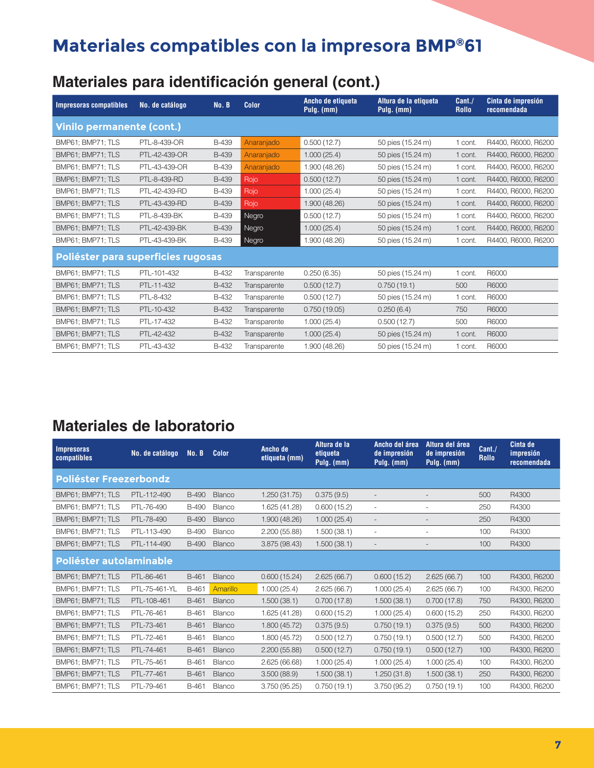# Materiales compatibles con la impresora BMP®61

## Materiales para identificación general (cont.)

| Impresoras compatibles | No. de catálogo | No. B | Color | Ancho de etiqueta Pulg. (mm) | Altura de la etiqueta Pulg. (mm) | Cant./ Rollo | Cinta de impresión recomendada |
|---|---|---|---|---|---|---|---|
| **Vinilo permanente (cont.)** | | | | | | | |
| BMP61; BMP71; TLS | PTL-8-439-OR | B-439 | Anaranjado | 0.500 (12.7) | 50 pies (15.24 m) | 1 cont. | R4400, R6000, R6200 |
| BMP61; BMP71; TLS | PTL-42-439-OR | B-439 | Anaranjado | 1.000 (25.4) | 50 pies (15.24 m) | 1 cont. | R4400, R6000, R6200 |
| BMP61; BMP71; TLS | PTL-43-439-OR | B-439 | Anaranjado | 1.900 (48.26) | 50 pies (15.24 m) | 1 cont. | R4400, R6000, R6200 |
| BMP61; BMP71; TLS | PTL-8-439-RD | B-439 | Rojo | 0.500 (12.7) | 50 pies (15.24 m) | 1 cont. | R4400, R6000, R6200 |
| BMP61; BMP71; TLS | PTL-42-439-RD | B-439 | Rojo | 1.000 (25.4) | 50 pies (15.24 m) | 1 cont. | R4400, R6000, R6200 |
| BMP61; BMP71; TLS | PTL-43-439-RD | B-439 | Rojo | 1.900 (48.26) | 50 pies (15.24 m) | 1 cont. | R4400, R6000, R6200 |
| BMP61; BMP71; TLS | PTL-8-439-BK | B-439 | Negro | 0.500 (12.7) | 50 pies (15.24 m) | 1 cont. | R4400, R6000, R6200 |
| BMP61; BMP71; TLS | PTL-42-439-BK | B-439 | Negro | 1.000 (25.4) | 50 pies (15.24 m) | 1 cont. | R4400, R6000, R6200 |
| BMP61; BMP71; TLS | PTL-43-439-BK | B-439 | Negro | 1.900 (48.26) | 50 pies (15.24 m) | 1 cont. | R4400, R6000, R6200 |
| **Poliéster para superficies rugosas** | | | | | | | |
| BMP61; BMP71; TLS | PTL-101-432 | B-432 | Transparente | 0.250 (6.35) | 50 pies (15.24 m) | 1 cont. | R6000 |
| BMP61; BMP71; TLS | PTL-11-432 | B-432 | Transparente | 0.500 (12.7) | 0.750 (19.1) | 500 | R6000 |
| BMP61; BMP71; TLS | PTL-8-432 | B-432 | Transparente | 0.500 (12.7) | 50 pies (15.24 m) | 1 cont. | R6000 |
| BMP61; BMP71; TLS | PTL-10-432 | B-432 | Transparente | 0.750 (19.05) | 0.250 (6.4) | 750 | R6000 |
| BMP61; BMP71; TLS | PTL-17-432 | B-432 | Transparente | 1.000 (25.4) | 0.500 (12.7) | 500 | R6000 |
| BMP61; BMP71; TLS | PTL-42-432 | B-432 | Transparente | 1.000 (25.4) | 50 pies (15.24 m) | 1 cont. | R6000 |
| BMP61; BMP71; TLS | PTL-43-432 | B-432 | Transparente | 1.900 (48.26) | 50 pies (15.24 m) | 1 cont. | R6000 |

## Materiales de laboratorio

| Impresoras compatibles | No. de catálogo | No. B | Color | Ancho de etiqueta (mm) | Altura de la etiqueta Pulg. (mm) | Ancho del área de impresión Pulg. (mm) | Altura del área de impresión Pulg. (mm) | Cant./ Rollo | Cinta de impresión recomendada |
|---|---|---|---|---|---|---|---|---|---|
| **Poliéster Freezerbondz** | | | | | | | | | |
| BMP61; BMP71; TLS | PTL-112-490 | B-490 | Blanco | 1.250 (31.75) | 0.375 (9.5) | - | - | 500 | R4300 |
| BMP61; BMP71; TLS | PTL-76-490 | B-490 | Blanco | 1.625 (41.28) | 0.600 (15.2) | - | - | 250 | R4300 |
| BMP61; BMP71; TLS | PTL-78-490 | B-490 | Blanco | 1.900 (48.26) | 1.000 (25.4) | - | - | 250 | R4300 |
| BMP61; BMP71; TLS | PTL-113-490 | B-490 | Blanco | 2.200 (55.88) | 1.500 (38.1) | - | - | 100 | R4300 |
| BMP61; BMP71; TLS | PTL-114-490 | B-490 | Blanco | 3.875 (98.43) | 1.500 (38.1) | - | - | 100 | R4300 |
| **Poliéster autolaminable** | | | | | | | | | |
| BMP61; BMP71; TLS | PTL-86-461 | B-461 | Blanco | 0.600 (15.24) | 2.625 (66.7) | 0.600 (15.2) | 2.625 (66.7) | 100 | R4300, R6200 |
| BMP61; BMP71; TLS | PTL-75-461-YL | B-461 | Amarillo | 1.000 (25.4) | 2.625 (66.7) | 1.000 (25.4) | 2.625 (66.7) | 100 | R4300, R6200 |
| BMP61; BMP71; TLS | PTL-108-461 | B-461 | Blanco | 1.500 (38.1) | 0.700 (17.8) | 1.500 (38.1) | 0.700 (17.8) | 750 | R4300, R6200 |
| BMP61; BMP71; TLS | PTL-76-461 | B-461 | Blanco | 1.625 (41.28) | 0.600 (15.2) | 1.000 (25.4) | 0.600 (15.2) | 250 | R4300, R6200 |
| BMP61; BMP71; TLS | PTL-73-461 | B-461 | Blanco | 1.800 (45.72) | 0.375 (9.5) | 0.750 (19.1) | 0.375 (9.5) | 500 | R4300, R6200 |
| BMP61; BMP71; TLS | PTL-72-461 | B-461 | Blanco | 1.800 (45.72) | 0.500 (12.7) | 0.750 (19.1) | 0.500 (12.7) | 500 | R4300, R6200 |
| BMP61; BMP71; TLS | PTL-74-461 | B-461 | Blanco | 2.200 (55.88) | 0.500 (12.7) | 0.750 (19.1) | 0.500 (12.7) | 100 | R4300, R6200 |
| BMP61; BMP71; TLS | PTL-75-461 | B-461 | Blanco | 2.625 (66.68) | 1.000 (25.4) | 1.000 (25.4) | 1.000 (25.4) | 100 | R4300, R6200 |
| BMP61; BMP71; TLS | PTL-77-461 | B-461 | Blanco | 3.500 (88.9) | 1.500 (38.1) | 1.250 (31.8) | 1.500 (38.1) | 250 | R4300, R6200 |
| BMP61; BMP71; TLS | PTL-79-461 | B-461 | Blanco | 3.750 (95.25) | 0.750 (19.1) | 3.750 (95.2) | 0.750 (19.1) | 100 | R4300, R6200 |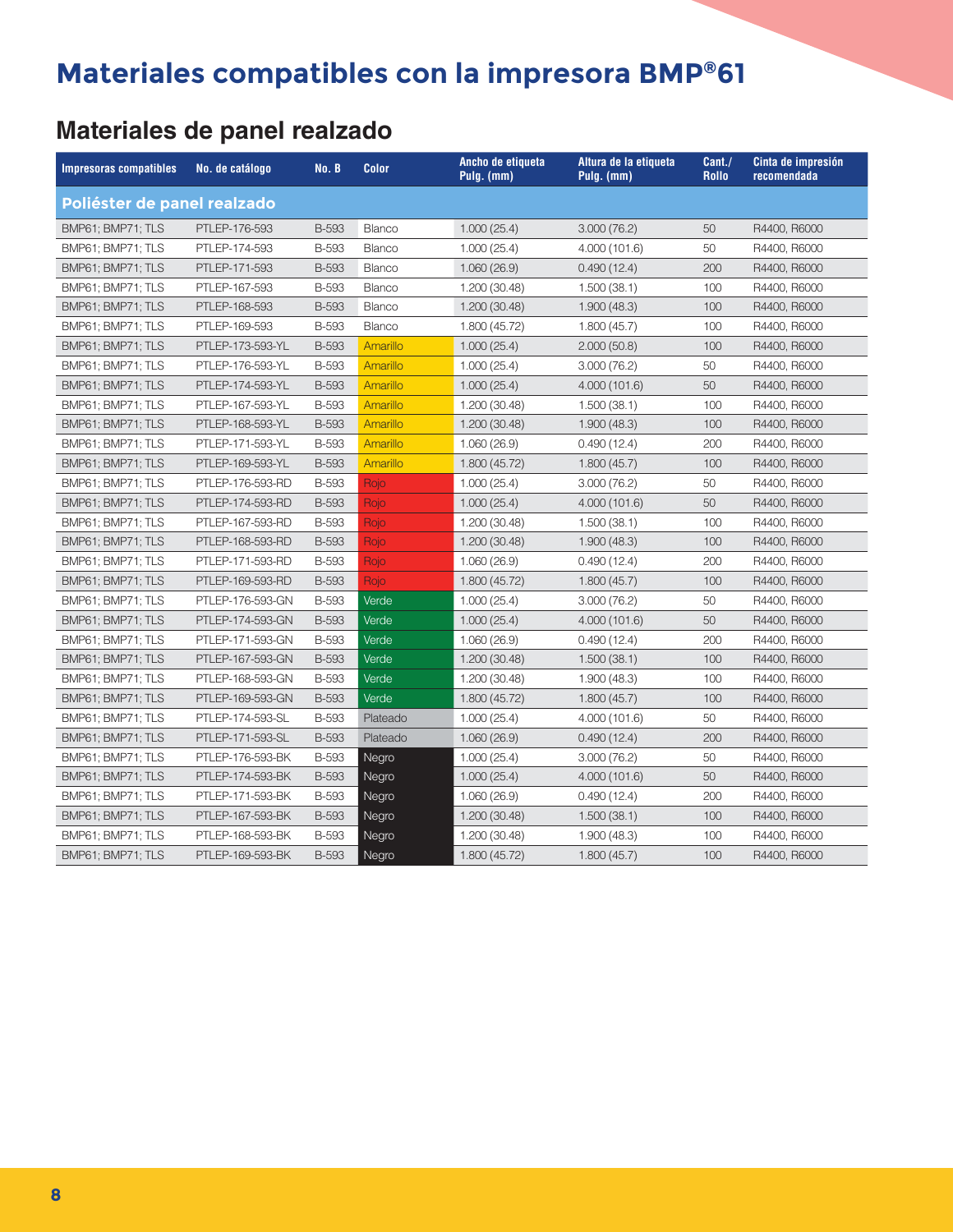# Materiales compatibles con la impresora BMP®61

## Materiales de panel realzado

| Impresoras compatibles | No. de catálogo | No. B | Color | Ancho de etiqueta Pulg. (mm) | Altura de la etiqueta Pulg. (mm) | Cant./ Rollo | Cinta de impresión recomendada |
|---|---|---|---|---|---|---|---|
| **Poliéster de panel realzado** | | | | | | | |
| BMP61; BMP71; TLS | PTLEP-176-593 | B-593 | Blanco | 1.000 (25.4) | 3.000 (76.2) | 50 | R4400, R6000 |
| BMP61; BMP71; TLS | PTLEP-174-593 | B-593 | Blanco | 1.000 (25.4) | 4.000 (101.6) | 50 | R4400, R6000 |
| BMP61; BMP71; TLS | PTLEP-171-593 | B-593 | Blanco | 1.060 (26.9) | 0.490 (12.4) | 200 | R4400, R6000 |
| BMP61; BMP71; TLS | PTLEP-167-593 | B-593 | Blanco | 1.200 (30.48) | 1.500 (38.1) | 100 | R4400, R6000 |
| BMP61; BMP71; TLS | PTLEP-168-593 | B-593 | Blanco | 1.200 (30.48) | 1.900 (48.3) | 100 | R4400, R6000 |
| BMP61; BMP71; TLS | PTLEP-169-593 | B-593 | Blanco | 1.800 (45.72) | 1.800 (45.7) | 100 | R4400, R6000 |
| BMP61; BMP71; TLS | PTLEP-173-593-YL | B-593 | Amarillo | 1.000 (25.4) | 2.000 (50.8) | 100 | R4400, R6000 |
| BMP61; BMP71; TLS | PTLEP-176-593-YL | B-593 | Amarillo | 1.000 (25.4) | 3.000 (76.2) | 50 | R4400, R6000 |
| BMP61; BMP71; TLS | PTLEP-174-593-YL | B-593 | Amarillo | 1.000 (25.4) | 4.000 (101.6) | 50 | R4400, R6000 |
| BMP61; BMP71; TLS | PTLEP-167-593-YL | B-593 | Amarillo | 1.200 (30.48) | 1.500 (38.1) | 100 | R4400, R6000 |
| BMP61; BMP71; TLS | PTLEP-168-593-YL | B-593 | Amarillo | 1.200 (30.48) | 1.900 (48.3) | 100 | R4400, R6000 |
| BMP61; BMP71; TLS | PTLEP-171-593-YL | B-593 | Amarillo | 1.060 (26.9) | 0.490 (12.4) | 200 | R4400, R6000 |
| BMP61; BMP71; TLS | PTLEP-169-593-YL | B-593 | Amarillo | 1.800 (45.72) | 1.800 (45.7) | 100 | R4400, R6000 |
| BMP61; BMP71; TLS | PTLEP-176-593-RD | B-593 | Rojo | 1.000 (25.4) | 3.000 (76.2) | 50 | R4400, R6000 |
| BMP61; BMP71; TLS | PTLEP-174-593-RD | B-593 | Rojo | 1.000 (25.4) | 4.000 (101.6) | 50 | R4400, R6000 |
| BMP61; BMP71; TLS | PTLEP-167-593-RD | B-593 | Rojo | 1.200 (30.48) | 1.500 (38.1) | 100 | R4400, R6000 |
| BMP61; BMP71; TLS | PTLEP-168-593-RD | B-593 | Rojo | 1.200 (30.48) | 1.900 (48.3) | 100 | R4400, R6000 |
| BMP61; BMP71; TLS | PTLEP-171-593-RD | B-593 | Rojo | 1.060 (26.9) | 0.490 (12.4) | 200 | R4400, R6000 |
| BMP61; BMP71; TLS | PTLEP-169-593-RD | B-593 | Rojo | 1.800 (45.72) | 1.800 (45.7) | 100 | R4400, R6000 |
| BMP61; BMP71; TLS | PTLEP-176-593-GN | B-593 | Verde | 1.000 (25.4) | 3.000 (76.2) | 50 | R4400, R6000 |
| BMP61; BMP71; TLS | PTLEP-174-593-GN | B-593 | Verde | 1.000 (25.4) | 4.000 (101.6) | 50 | R4400, R6000 |
| BMP61; BMP71; TLS | PTLEP-171-593-GN | B-593 | Verde | 1.060 (26.9) | 0.490 (12.4) | 200 | R4400, R6000 |
| BMP61; BMP71; TLS | PTLEP-167-593-GN | B-593 | Verde | 1.200 (30.48) | 1.500 (38.1) | 100 | R4400, R6000 |
| BMP61; BMP71; TLS | PTLEP-168-593-GN | B-593 | Verde | 1.200 (30.48) | 1.900 (48.3) | 100 | R4400, R6000 |
| BMP61; BMP71; TLS | PTLEP-169-593-GN | B-593 | Verde | 1.800 (45.72) | 1.800 (45.7) | 100 | R4400, R6000 |
| BMP61; BMP71; TLS | PTLEP-174-593-SL | B-593 | Plateado | 1.000 (25.4) | 4.000 (101.6) | 50 | R4400, R6000 |
| BMP61; BMP71; TLS | PTLEP-171-593-SL | B-593 | Plateado | 1.060 (26.9) | 0.490 (12.4) | 200 | R4400, R6000 |
| BMP61; BMP71; TLS | PTLEP-176-593-BK | B-593 | Negro | 1.000 (25.4) | 3.000 (76.2) | 50 | R4400, R6000 |
| BMP61; BMP71; TLS | PTLEP-174-593-BK | B-593 | Negro | 1.000 (25.4) | 4.000 (101.6) | 50 | R4400, R6000 |
| BMP61; BMP71; TLS | PTLEP-171-593-BK | B-593 | Negro | 1.060 (26.9) | 0.490 (12.4) | 200 | R4400, R6000 |
| BMP61; BMP71; TLS | PTLEP-167-593-BK | B-593 | Negro | 1.200 (30.48) | 1.500 (38.1) | 100 | R4400, R6000 |
| BMP61; BMP71; TLS | PTLEP-168-593-BK | B-593 | Negro | 1.200 (30.48) | 1.900 (48.3) | 100 | R4400, R6000 |
| BMP61; BMP71; TLS | PTLEP-169-593-BK | B-593 | Negro | 1.800 (45.72) | 1.800 (45.7) | 100 | R4400, R6000 |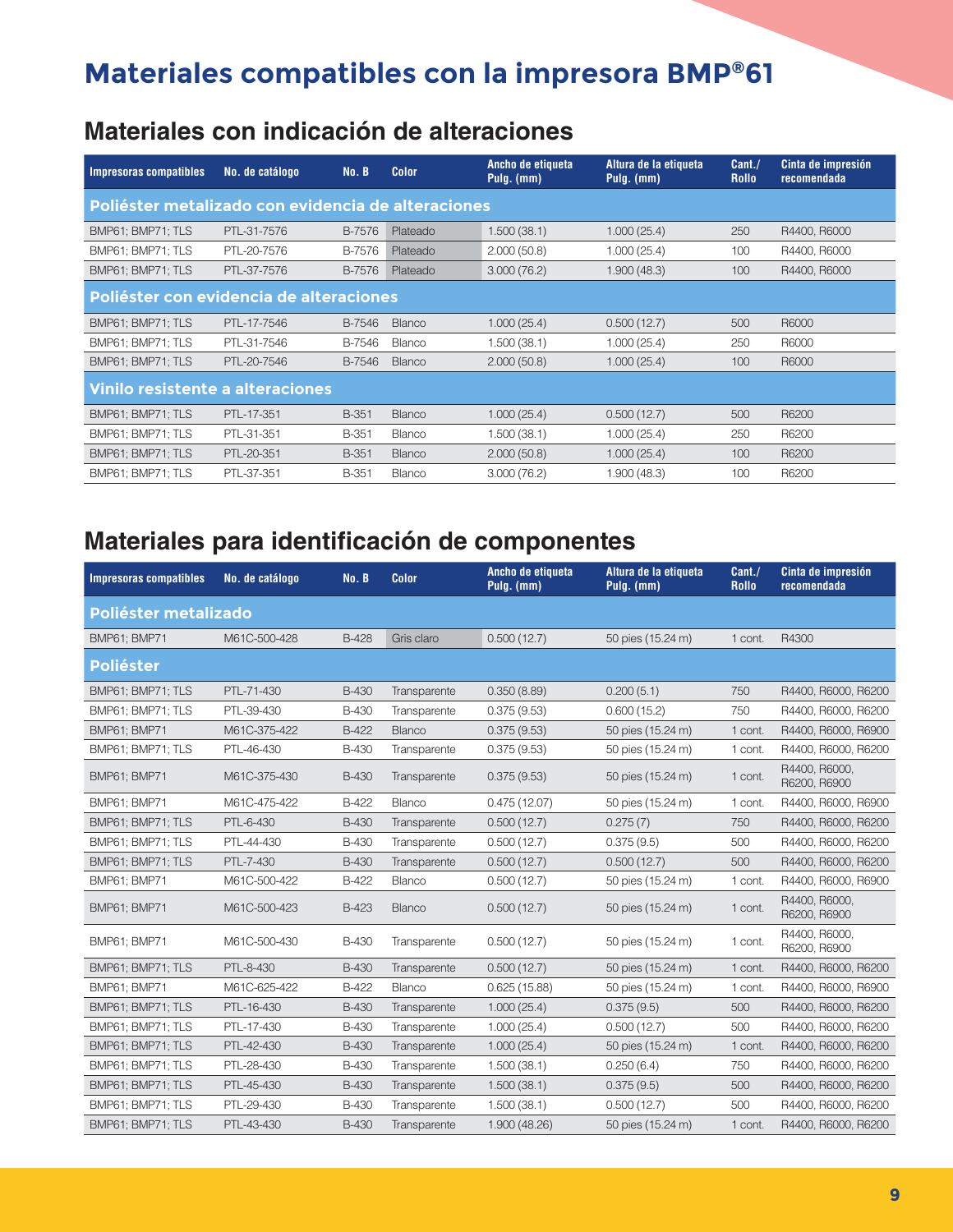# Materiales compatibles con la impresora BMP®61

## Materiales con indicación de alteraciones

| Impresoras compatibles | No. de catálogo | No. B | Color | Ancho de etiqueta Pulg. (mm) | Altura de la etiqueta Pulg. (mm) | Cant./ Rollo | Cinta de impresión recomendada |
|---|---|---|---|---|---|---|---|
| **Poliéster metalizado con evidencia de alteraciones** | | | | | | | |
| BMP61; BMP71; TLS | PTL-31-7576 | B-7576 | Plateado | 1.500 (38.1) | 1.000 (25.4) | 250 | R4400, R6000 |
| BMP61; BMP71; TLS | PTL-20-7576 | B-7576 | Plateado | 2.000 (50.8) | 1.000 (25.4) | 100 | R4400, R6000 |
| BMP61; BMP71; TLS | PTL-37-7576 | B-7576 | Plateado | 3.000 (76.2) | 1.900 (48.3) | 100 | R4400, R6000 |
| **Poliéster con evidencia de alteraciones** | | | | | | | |
| BMP61; BMP71; TLS | PTL-17-7546 | B-7546 | Blanco | 1.000 (25.4) | 0.500 (12.7) | 500 | R6000 |
| BMP61; BMP71; TLS | PTL-31-7546 | B-7546 | Blanco | 1.500 (38.1) | 1.000 (25.4) | 250 | R6000 |
| BMP61; BMP71; TLS | PTL-20-7546 | B-7546 | Blanco | 2.000 (50.8) | 1.000 (25.4) | 100 | R6000 |
| **Vinilo resistente a alteraciones** | | | | | | | |
| BMP61; BMP71; TLS | PTL-17-351 | B-351 | Blanco | 1.000 (25.4) | 0.500 (12.7) | 500 | R6200 |
| BMP61; BMP71; TLS | PTL-31-351 | B-351 | Blanco | 1.500 (38.1) | 1.000 (25.4) | 250 | R6200 |
| BMP61; BMP71; TLS | PTL-20-351 | B-351 | Blanco | 2.000 (50.8) | 1.000 (25.4) | 100 | R6200 |
| BMP61; BMP71; TLS | PTL-37-351 | B-351 | Blanco | 3.000 (76.2) | 1.900 (48.3) | 100 | R6200 |

## Materiales para identificación de componentes

| Impresoras compatibles | No. de catálogo | No. B | Color | Ancho de etiqueta Pulg. (mm) | Altura de la etiqueta Pulg. (mm) | Cant./ Rollo | Cinta de impresión recomendada |
|---|---|---|---|---|---|---|---|
| **Poliéster metalizado** | | | | | | | |
| BMP61; BMP71 | M61C-500-428 | B-428 | Gris claro | 0.500 (12.7) | 50 pies (15.24 m) | 1 cont. | R4300 |
| **Poliéster** | | | | | | | |
| BMP61; BMP71; TLS | PTL-71-430 | B-430 | Transparente | 0.350 (8.89) | 0.200 (5.1) | 750 | R4400, R6000, R6200 |
| BMP61; BMP71; TLS | PTL-39-430 | B-430 | Transparente | 0.375 (9.53) | 0.600 (15.2) | 750 | R4400, R6000, R6200 |
| BMP61; BMP71 | M61C-375-422 | B-422 | Blanco | 0.375 (9.53) | 50 pies (15.24 m) | 1 cont. | R4400, R6000, R6900 |
| BMP61; BMP71; TLS | PTL-46-430 | B-430 | Transparente | 0.375 (9.53) | 50 pies (15.24 m) | 1 cont. | R4400, R6000, R6200 |
| BMP61; BMP71 | M61C-375-430 | B-430 | Transparente | 0.375 (9.53) | 50 pies (15.24 m) | 1 cont. | R4400, R6000, R6200, R6900 |
| BMP61; BMP71 | M61C-475-422 | B-422 | Blanco | 0.475 (12.07) | 50 pies (15.24 m) | 1 cont. | R4400, R6000, R6900 |
| BMP61; BMP71; TLS | PTL-6-430 | B-430 | Transparente | 0.500 (12.7) | 0.275 (7) | 750 | R4400, R6000, R6200 |
| BMP61; BMP71; TLS | PTL-44-430 | B-430 | Transparente | 0.500 (12.7) | 0.375 (9.5) | 500 | R4400, R6000, R6200 |
| BMP61; BMP71; TLS | PTL-7-430 | B-430 | Transparente | 0.500 (12.7) | 0.500 (12.7) | 500 | R4400, R6000, R6200 |
| BMP61; BMP71 | M61C-500-422 | B-422 | Blanco | 0.500 (12.7) | 50 pies (15.24 m) | 1 cont. | R4400, R6000, R6900 |
| BMP61; BMP71 | M61C-500-423 | B-423 | Blanco | 0.500 (12.7) | 50 pies (15.24 m) | 1 cont. | R4400, R6000, R6200, R6900 |
| BMP61; BMP71 | M61C-500-430 | B-430 | Transparente | 0.500 (12.7) | 50 pies (15.24 m) | 1 cont. | R4400, R6000, R6200, R6900 |
| BMP61; BMP71; TLS | PTL-8-430 | B-430 | Transparente | 0.500 (12.7) | 50 pies (15.24 m) | 1 cont. | R4400, R6000, R6200 |
| BMP61; BMP71 | M61C-625-422 | B-422 | Blanco | 0.625 (15.88) | 50 pies (15.24 m) | 1 cont. | R4400, R6000, R6900 |
| BMP61; BMP71; TLS | PTL-16-430 | B-430 | Transparente | 1.000 (25.4) | 0.375 (9.5) | 500 | R4400, R6000, R6200 |
| BMP61; BMP71; TLS | PTL-17-430 | B-430 | Transparente | 1.000 (25.4) | 0.500 (12.7) | 500 | R4400, R6000, R6200 |
| BMP61; BMP71; TLS | PTL-42-430 | B-430 | Transparente | 1.000 (25.4) | 50 pies (15.24 m) | 1 cont. | R4400, R6000, R6200 |
| BMP61; BMP71; TLS | PTL-28-430 | B-430 | Transparente | 1.500 (38.1) | 0.250 (6.4) | 750 | R4400, R6000, R6200 |
| BMP61; BMP71; TLS | PTL-45-430 | B-430 | Transparente | 1.500 (38.1) | 0.375 (9.5) | 500 | R4400, R6000, R6200 |
| BMP61; BMP71; TLS | PTL-29-430 | B-430 | Transparente | 1.500 (38.1) | 0.500 (12.7) | 500 | R4400, R6000, R6200 |
| BMP61; BMP71; TLS | PTL-43-430 | B-430 | Transparente | 1.900 (48.26) | 50 pies (15.24 m) | 1 cont. | R4400, R6000, R6200 |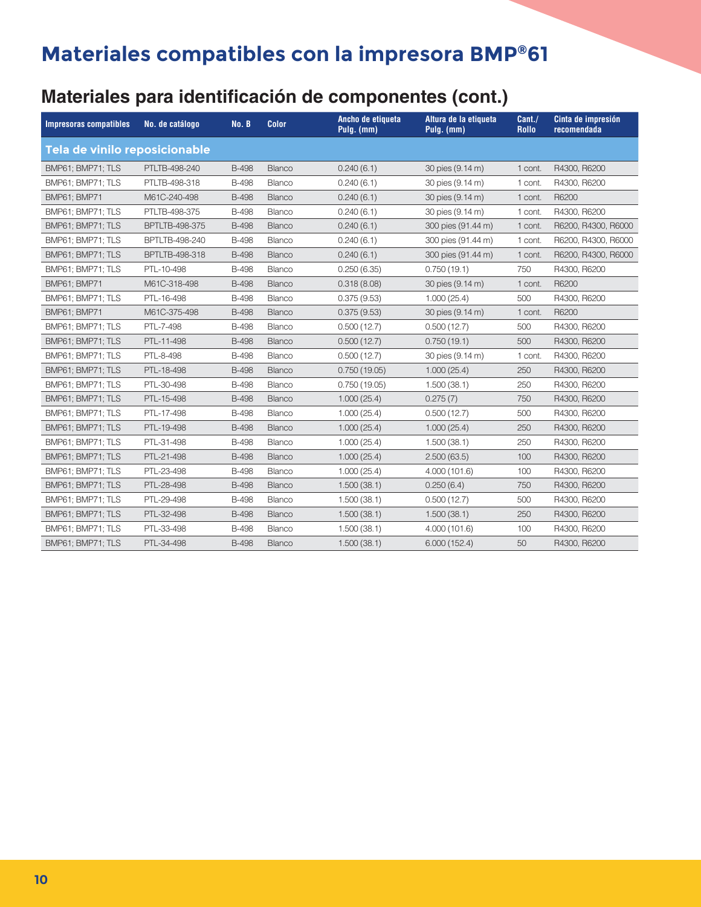# Materiales compatibles con la impresora BMP®61

## Materiales para identificación de componentes (cont.)

| Impresoras compatibles | No. de catálogo | No. B | Color | Ancho de etiqueta Pulg. (mm) | Altura de la etiqueta Pulg. (mm) | Cant./ Rollo | Cinta de impresión recomendada |
|---|---|---|---|---|---|---|---|
| **Tela de vinilo reposicionable** | | | | | | | |
| BMP61; BMP71; TLS | PTLTB-498-240 | B-498 | Blanco | 0.240 (6.1) | 30 pies (9.14 m) | 1 cont. | R4300, R6200 |
| BMP61; BMP71; TLS | PTLTB-498-318 | B-498 | Blanco | 0.240 (6.1) | 30 pies (9.14 m) | 1 cont. | R4300, R6200 |
| BMP61; BMP71 | M61C-240-498 | B-498 | Blanco | 0.240 (6.1) | 30 pies (9.14 m) | 1 cont. | R6200 |
| BMP61; BMP71; TLS | PTLTB-498-375 | B-498 | Blanco | 0.240 (6.1) | 30 pies (9.14 m) | 1 cont. | R4300, R6200 |
| BMP61; BMP71; TLS | BPTLTB-498-375 | B-498 | Blanco | 0.240 (6.1) | 300 pies (91.44 m) | 1 cont. | R6200, R4300, R6000 |
| BMP61; BMP71; TLS | BPTLTB-498-240 | B-498 | Blanco | 0.240 (6.1) | 300 pies (91.44 m) | 1 cont. | R6200, R4300, R6000 |
| BMP61; BMP71; TLS | BPTLTB-498-318 | B-498 | Blanco | 0.240 (6.1) | 300 pies (91.44 m) | 1 cont. | R6200, R4300, R6000 |
| BMP61; BMP71; TLS | PTL-10-498 | B-498 | Blanco | 0.250 (6.35) | 0.750 (19.1) | 750 | R4300, R6200 |
| BMP61; BMP71 | M61C-318-498 | B-498 | Blanco | 0.318 (8.08) | 30 pies (9.14 m) | 1 cont. | R6200 |
| BMP61; BMP71; TLS | PTL-16-498 | B-498 | Blanco | 0.375 (9.53) | 1.000 (25.4) | 500 | R4300, R6200 |
| BMP61; BMP71 | M61C-375-498 | B-498 | Blanco | 0.375 (9.53) | 30 pies (9.14 m) | 1 cont. | R6200 |
| BMP61; BMP71; TLS | PTL-7-498 | B-498 | Blanco | 0.500 (12.7) | 0.500 (12.7) | 500 | R4300, R6200 |
| BMP61; BMP71; TLS | PTL-11-498 | B-498 | Blanco | 0.500 (12.7) | 0.750 (19.1) | 500 | R4300, R6200 |
| BMP61; BMP71; TLS | PTL-8-498 | B-498 | Blanco | 0.500 (12.7) | 30 pies (9.14 m) | 1 cont. | R4300, R6200 |
| BMP61; BMP71; TLS | PTL-18-498 | B-498 | Blanco | 0.750 (19.05) | 1.000 (25.4) | 250 | R4300, R6200 |
| BMP61; BMP71; TLS | PTL-30-498 | B-498 | Blanco | 0.750 (19.05) | 1.500 (38.1) | 250 | R4300, R6200 |
| BMP61; BMP71; TLS | PTL-15-498 | B-498 | Blanco | 1.000 (25.4) | 0.275 (7) | 750 | R4300, R6200 |
| BMP61; BMP71; TLS | PTL-17-498 | B-498 | Blanco | 1.000 (25.4) | 0.500 (12.7) | 500 | R4300, R6200 |
| BMP61; BMP71; TLS | PTL-19-498 | B-498 | Blanco | 1.000 (25.4) | 1.000 (25.4) | 250 | R4300, R6200 |
| BMP61; BMP71; TLS | PTL-31-498 | B-498 | Blanco | 1.000 (25.4) | 1.500 (38.1) | 250 | R4300, R6200 |
| BMP61; BMP71; TLS | PTL-21-498 | B-498 | Blanco | 1.000 (25.4) | 2.500 (63.5) | 100 | R4300, R6200 |
| BMP61; BMP71; TLS | PTL-23-498 | B-498 | Blanco | 1.000 (25.4) | 4.000 (101.6) | 100 | R4300, R6200 |
| BMP61; BMP71; TLS | PTL-28-498 | B-498 | Blanco | 1.500 (38.1) | 0.250 (6.4) | 750 | R4300, R6200 |
| BMP61; BMP71; TLS | PTL-29-498 | B-498 | Blanco | 1.500 (38.1) | 0.500 (12.7) | 500 | R4300, R6200 |
| BMP61; BMP71; TLS | PTL-32-498 | B-498 | Blanco | 1.500 (38.1) | 1.500 (38.1) | 250 | R4300, R6200 |
| BMP61; BMP71; TLS | PTL-33-498 | B-498 | Blanco | 1.500 (38.1) | 4.000 (101.6) | 100 | R4300, R6200 |
| BMP61; BMP71; TLS | PTL-34-498 | B-498 | Blanco | 1.500 (38.1) | 6.000 (152.4) | 50 | R4300, R6200 |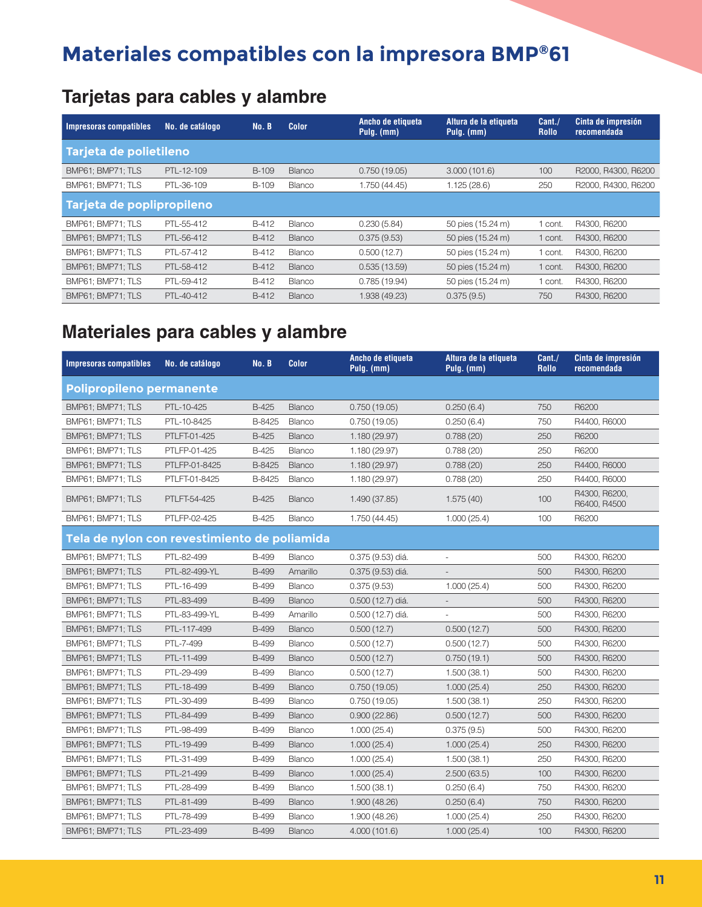# Materiales compatibles con la impresora BMP®61

## Tarjetas para cables y alambre

| Impresoras compatibles | No. de catálogo | No. B | Color | Ancho de etiqueta Pulg. (mm) | Altura de la etiqueta Pulg. (mm) | Cant./ Rollo | Cinta de impresión recomendada |
|---|---|---|---|---|---|---|---|
| **Tarjeta de polietileno** | | | | | | | |
| BMP61; BMP71; TLS | PTL-12-109 | B-109 | Blanco | 0.750 (19.05) | 3.000 (101.6) | 100 | R2000, R4300, R6200 |
| BMP61; BMP71; TLS | PTL-36-109 | B-109 | Blanco | 1.750 (44.45) | 1.125 (28.6) | 250 | R2000, R4300, R6200 |
| **Tarjeta de poplipropileno** | | | | | | | |
| BMP61; BMP71; TLS | PTL-55-412 | B-412 | Blanco | 0.230 (5.84) | 50 pies (15.24 m) | 1 cont. | R4300, R6200 |
| BMP61; BMP71; TLS | PTL-56-412 | B-412 | Blanco | 0.375 (9.53) | 50 pies (15.24 m) | 1 cont. | R4300, R6200 |
| BMP61; BMP71; TLS | PTL-57-412 | B-412 | Blanco | 0.500 (12.7) | 50 pies (15.24 m) | 1 cont. | R4300, R6200 |
| BMP61; BMP71; TLS | PTL-58-412 | B-412 | Blanco | 0.535 (13.59) | 50 pies (15.24 m) | 1 cont. | R4300, R6200 |
| BMP61; BMP71; TLS | PTL-59-412 | B-412 | Blanco | 0.785 (19.94) | 50 pies (15.24 m) | 1 cont. | R4300, R6200 |
| BMP61; BMP71; TLS | PTL-40-412 | B-412 | Blanco | 1.938 (49.23) | 0.375 (9.5) | 750 | R4300, R6200 |

## Materiales para cables y alambre

| Impresoras compatibles | No. de catálogo | No. B | Color | Ancho de etiqueta Pulg. (mm) | Altura de la etiqueta Pulg. (mm) | Cant./ Rollo | Cinta de impresión recomendada |
|---|---|---|---|---|---|---|---|
| **Polipropileno permanente** | | | | | | | |
| BMP61; BMP71; TLS | PTL-10-425 | B-425 | Blanco | 0.750 (19.05) | 0.250 (6.4) | 750 | R6200 |
| BMP61; BMP71; TLS | PTL-10-8425 | B-8425 | Blanco | 0.750 (19.05) | 0.250 (6.4) | 750 | R4400, R6000 |
| BMP61; BMP71; TLS | PTLFT-01-425 | B-425 | Blanco | 1.180 (29.97) | 0.788 (20) | 250 | R6200 |
| BMP61; BMP71; TLS | PTLFP-01-425 | B-425 | Blanco | 1.180 (29.97) | 0.788 (20) | 250 | R6200 |
| BMP61; BMP71; TLS | PTLFP-01-8425 | B-8425 | Blanco | 1.180 (29.97) | 0.788 (20) | 250 | R4400, R6000 |
| BMP61; BMP71; TLS | PTLFT-01-8425 | B-8425 | Blanco | 1.180 (29.97) | 0.788 (20) | 250 | R4400, R6000 |
| BMP61; BMP71; TLS | PTLFT-54-425 | B-425 | Blanco | 1.490 (37.85) | 1.575 (40) | 100 | R4300, R6200, R6400, R4500 |
| BMP61; BMP71; TLS | PTLFP-02-425 | B-425 | Blanco | 1.750 (44.45) | 1.000 (25.4) | 100 | R6200 |
| **Tela de nylon con revestimiento de poliamida** | | | | | | | |
| BMP61; BMP71; TLS | PTL-82-499 | B-499 | Blanco | 0.375 (9.53) diá. | - | 500 | R4300, R6200 |
| BMP61; BMP71; TLS | PTL-82-499-YL | B-499 | Amarillo | 0.375 (9.53) diá. | - | 500 | R4300, R6200 |
| BMP61; BMP71; TLS | PTL-16-499 | B-499 | Blanco | 0.375 (9.53) | 1.000 (25.4) | 500 | R4300, R6200 |
| BMP61; BMP71; TLS | PTL-83-499 | B-499 | Blanco | 0.500 (12.7) diá. | - | 500 | R4300, R6200 |
| BMP61; BMP71; TLS | PTL-83-499-YL | B-499 | Amarillo | 0.500 (12.7) diá. | - | 500 | R4300, R6200 |
| BMP61; BMP71; TLS | PTL-117-499 | B-499 | Blanco | 0.500 (12.7) | 0.500 (12.7) | 500 | R4300, R6200 |
| BMP61; BMP71; TLS | PTL-7-499 | B-499 | Blanco | 0.500 (12.7) | 0.500 (12.7) | 500 | R4300, R6200 |
| BMP61; BMP71; TLS | PTL-11-499 | B-499 | Blanco | 0.500 (12.7) | 0.750 (19.1) | 500 | R4300, R6200 |
| BMP61; BMP71; TLS | PTL-29-499 | B-499 | Blanco | 0.500 (12.7) | 1.500 (38.1) | 500 | R4300, R6200 |
| BMP61; BMP71; TLS | PTL-18-499 | B-499 | Blanco | 0.750 (19.05) | 1.000 (25.4) | 250 | R4300, R6200 |
| BMP61; BMP71; TLS | PTL-30-499 | B-499 | Blanco | 0.750 (19.05) | 1.500 (38.1) | 250 | R4300, R6200 |
| BMP61; BMP71; TLS | PTL-84-499 | B-499 | Blanco | 0.900 (22.86) | 0.500 (12.7) | 500 | R4300, R6200 |
| BMP61; BMP71; TLS | PTL-98-499 | B-499 | Blanco | 1.000 (25.4) | 0.375 (9.5) | 500 | R4300, R6200 |
| BMP61; BMP71; TLS | PTL-19-499 | B-499 | Blanco | 1.000 (25.4) | 1.000 (25.4) | 250 | R4300, R6200 |
| BMP61; BMP71; TLS | PTL-31-499 | B-499 | Blanco | 1.000 (25.4) | 1.500 (38.1) | 250 | R4300, R6200 |
| BMP61; BMP71; TLS | PTL-21-499 | B-499 | Blanco | 1.000 (25.4) | 2.500 (63.5) | 100 | R4300, R6200 |
| BMP61; BMP71; TLS | PTL-28-499 | B-499 | Blanco | 1.500 (38.1) | 0.250 (6.4) | 750 | R4300, R6200 |
| BMP61; BMP71; TLS | PTL-81-499 | B-499 | Blanco | 1.900 (48.26) | 0.250 (6.4) | 750 | R4300, R6200 |
| BMP61; BMP71; TLS | PTL-78-499 | B-499 | Blanco | 1.900 (48.26) | 1.000 (25.4) | 250 | R4300, R6200 |
| BMP61; BMP71; TLS | PTL-23-499 | B-499 | Blanco | 4.000 (101.6) | 1.000 (25.4) | 100 | R4300, R6200 |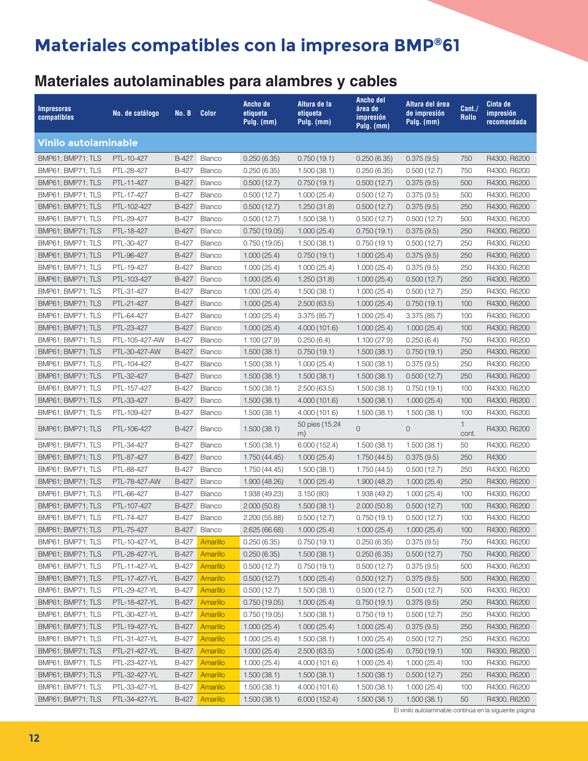# Materiales compatibles con la impresora BMP®61

## Materiales autolaminables para alambres y cables

| Impresoras compatibles | No. de catálogo | No. B | Color | Ancho de etiqueta Pulg. (mm) | Altura de la etiqueta Pulg. (mm) | Ancho del área de impresión Pulg. (mm) | Altura del área de impresión Pulg. (mm) | Cant./ Rollo | Cinta de impresión recomendada |
|---|---|---|---|---|---|---|---|---|---|
| **Vinilo autolaminable** | | | | | | | | | |
| BMP61; BMP71; TLS | PTL-10-427 | B-427 | Blanco | 0.250 (6.35) | 0.750 (19.1) | 0.250 (6.35) | 0.375 (9.5) | 750 | R4300, R6200 |
| BMP61; BMP71; TLS | PTL-28-427 | B-427 | Blanco | 0.250 (6.35) | 1.500 (38.1) | 0.250 (6.35) | 0.500 (12.7) | 750 | R4300, R6200 |
| BMP61; BMP71; TLS | PTL-11-427 | B-427 | Blanco | 0.500 (12.7) | 0.750 (19.1) | 0.500 (12.7) | 0.375 (9.5) | 500 | R4300, R6200 |
| BMP61; BMP71; TLS | PTL-17-427 | B-427 | Blanco | 0.500 (12.7) | 1.000 (25.4) | 0.500 (12.7) | 0.375 (9.5) | 500 | R4300, R6200 |
| BMP61; BMP71; TLS | PTL-102-427 | B-427 | Blanco | 0.500 (12.7) | 1.250 (31.8) | 0.500 (12.7) | 0.375 (9.5) | 250 | R4300, R6200 |
| BMP61; BMP71; TLS | PTL-29-427 | B-427 | Blanco | 0.500 (12.7) | 1.500 (38.1) | 0.500 (12.7) | 0.500 (12.7) | 500 | R4300, R6200 |
| BMP61; BMP71; TLS | PTL-18-427 | B-427 | Blanco | 0.750 (19.05) | 1.000 (25.4) | 0.750 (19.1) | 0.375 (9.5) | 250 | R4300, R6200 |
| BMP61; BMP71; TLS | PTL-30-427 | B-427 | Blanco | 0.750 (19.05) | 1.500 (38.1) | 0.750 (19.1) | 0.500 (12.7) | 250 | R4300, R6200 |
| BMP61; BMP71; TLS | PTL-96-427 | B-427 | Blanco | 1.000 (25.4) | 0.750 (19.1) | 1.000 (25.4) | 0.375 (9.5) | 250 | R4300, R6200 |
| BMP61; BMP71; TLS | PTL-19-427 | B-427 | Blanco | 1.000 (25.4) | 1.000 (25.4) | 1.000 (25.4) | 0.375 (9.5) | 250 | R4300, R6200 |
| BMP61; BMP71; TLS | PTL-103-427 | B-427 | Blanco | 1.000 (25.4) | 1.250 (31.8) | 1.000 (25.4) | 0.500 (12.7) | 250 | R4300, R6200 |
| BMP61; BMP71; TLS | PTL-31-427 | B-427 | Blanco | 1.000 (25.4) | 1.500 (38.1) | 1.000 (25.4) | 0.500 (12.7) | 250 | R4300, R6200 |
| BMP61; BMP71; TLS | PTL-21-427 | B-427 | Blanco | 1.000 (25.4) | 2.500 (63.5) | 1.000 (25.4) | 0.750 (19.1) | 100 | R4300, R6200 |
| BMP61; BMP71; TLS | PTL-64-427 | B-427 | Blanco | 1.000 (25.4) | 3.375 (85.7) | 1.000 (25.4) | 3.375 (85.7) | 100 | R4300, R6200 |
| BMP61; BMP71; TLS | PTL-23-427 | B-427 | Blanco | 1.000 (25.4) | 4.000 (101.6) | 1.000 (25.4) | 1.000 (25.4) | 100 | R4300, R6200 |
| BMP61; BMP71; TLS | PTL-105-427-AW | B-427 | Blanco | 1.100 (27.9) | 0.250 (6.4) | 1.100 (27.9) | 0.250 (6.4) | 750 | R4300, R6200 |
| BMP61; BMP71; TLS | PTL-30-427-AW | B-427 | Blanco | 1.500 (38.1) | 0.750 (19.1) | 1.500 (38.1) | 0.750 (19.1) | 250 | R4300, R6200 |
| BMP61; BMP71; TLS | PTL-104-427 | B-427 | Blanco | 1.500 (38.1) | 1.000 (25.4) | 1.500 (38.1) | 0.375 (9.5) | 250 | R4300, R6200 |
| BMP61; BMP71; TLS | PTL-32-427 | B-427 | Blanco | 1.500 (38.1) | 1.500 (38.1) | 1.500 (38.1) | 0.500 (12.7) | 250 | R4300, R6200 |
| BMP61; BMP71; TLS | PTL-157-427 | B-427 | Blanco | 1.500 (38.1) | 2.500 (63.5) | 1.500 (38.1) | 0.750 (19.1) | 100 | R4300, R6200 |
| BMP61; BMP71; TLS | PTL-33-427 | B-427 | Blanco | 1.500 (38.1) | 4.000 (101.6) | 1.500 (38.1) | 1.000 (25.4) | 100 | R4300, R6200 |
| BMP61; BMP71; TLS | PTL-109-427 | B-427 | Blanco | 1.500 (38.1) | 4.000 (101.6) | 1.500 (38.1) | 1.500 (38.1) | 100 | R4300, R6200 |
| BMP61; BMP71; TLS | PTL-106-427 | B-427 | Blanco | 1.500 (38.1) | 50 pies (15.24 m) | 0 | 0 | 1 cont. | R4300, R6200 |
| BMP61; BMP71; TLS | PTL-34-427 | B-427 | Blanco | 1.500 (38.1) | 6.000 (152.4) | 1.500 (38.1) | 1.500 (38.1) | 50 | R4300, R6200 |
| BMP61; BMP71; TLS | PTL-87-427 | B-427 | Blanco | 1.750 (44.45) | 1.000 (25.4) | 1.750 (44.5) | 0.375 (9.5) | 250 | R4300 |
| BMP61; BMP71; TLS | PTL-88-427 | B-427 | Blanco | 1.750 (44.45) | 1.500 (38.1) | 1.750 (44.5) | 0.500 (12.7) | 250 | R4300, R6200 |
| BMP61; BMP71; TLS | PTL-78-427-AW | B-427 | Blanco | 1.900 (48.26) | 1.000 (25.4) | 1.900 (48.2) | 1.000 (25.4) | 250 | R4300, R6200 |
| BMP61; BMP71; TLS | PTL-66-427 | B-427 | Blanco | 1.938 (49.23) | 3.150 (80) | 1.938 (49.2) | 1.000 (25.4) | 100 | R4300, R6200 |
| BMP61; BMP71; TLS | PTL-107-427 | B-427 | Blanco | 2.000 (50.8) | 1.500 (38.1) | 2.000 (50.8) | 0.500 (12.7) | 100 | R4300, R6200 |
| BMP61; BMP71; TLS | PTL-74-427 | B-427 | Blanco | 2.200 (55.88) | 0.500 (12.7) | 0.750 (19.1) | 0.500 (12.7) | 100 | R4300, R6200 |
| BMP61; BMP71; TLS | PTL-75-427 | B-427 | Blanco | 2.625 (66.68) | 1.000 (25.4) | 1.000 (25.4) | 1.000 (25.4) | 100 | R4300, R6200 |
| BMP61; BMP71; TLS | PTL-10-427-YL | B-427 | Amarillo | 0.250 (6.35) | 0.750 (19.1) | 0.250 (6.35) | 0.375 (9.5) | 750 | R4300, R6200 |
| BMP61; BMP71; TLS | PTL-28-427-YL | B-427 | Amarillo | 0.250 (6.35) | 1.500 (38.1) | 0.250 (6.35) | 0.500 (12.7) | 750 | R4300, R6200 |
| BMP61; BMP71; TLS | PTL-11-427-YL | B-427 | Amarillo | 0.500 (12.7) | 0.750 (19.1) | 0.500 (12.7) | 0.375 (9.5) | 500 | R4300, R6200 |
| BMP61; BMP71; TLS | PTL-17-427-YL | B-427 | Amarillo | 0.500 (12.7) | 1.000 (25.4) | 0.500 (12.7) | 0.375 (9.5) | 500 | R4300, R6200 |
| BMP61; BMP71; TLS | PTL-29-427-YL | B-427 | Amarillo | 0.500 (12.7) | 1.500 (38.1) | 0.500 (12.7) | 0.500 (12.7) | 500 | R4300, R6200 |
| BMP61; BMP71; TLS | PTL-18-427-YL | B-427 | Amarillo | 0.750 (19.05) | 1.000 (25.4) | 0.750 (19.1) | 0.375 (9.5) | 250 | R4300, R6200 |
| BMP61; BMP71; TLS | PTL-30-427-YL | B-427 | Amarillo | 0.750 (19.05) | 1.500 (38.1) | 0.750 (19.1) | 0.500 (12.7) | 250 | R4300, R6200 |
| BMP61; BMP71; TLS | PTL-19-427-YL | B-427 | Amarillo | 1.000 (25.4) | 1.000 (25.4) | 1.000 (25.4) | 0.375 (9.5) | 250 | R4300, R6200 |
| BMP61; BMP71; TLS | PTL-31-427-YL | B-427 | Amarillo | 1.000 (25.4) | 1.500 (38.1) | 1.000 (25.4) | 0.500 (12.7) | 250 | R4300, R6200 |
| BMP61; BMP71; TLS | PTL-21-427-YL | B-427 | Amarillo | 1.000 (25.4) | 2.500 (63.5) | 1.000 (25.4) | 0.750 (19.1) | 100 | R4300, R6200 |
| BMP61; BMP71; TLS | PTL-23-427-YL | B-427 | Amarillo | 1.000 (25.4) | 4.000 (101.6) | 1.000 (25.4) | 1.000 (25.4) | 100 | R4300, R6200 |
| BMP61; BMP71; TLS | PTL-32-427-YL | B-427 | Amarillo | 1.500 (38.1) | 1.500 (38.1) | 1.500 (38.1) | 0.500 (12.7) | 250 | R4300, R6200 |
| BMP61; BMP71; TLS | PTL-33-427-YL | B-427 | Amarillo | 1.500 (38.1) | 4.000 (101.6) | 1.500 (38.1) | 1.000 (25.4) | 100 | R4300, R6200 |
| BMP61; BMP71; TLS | PTL-34-427-YL | B-427 | Amarillo | 1.500 (38.1) | 6.000 (152.4) | 1.500 (38.1) | 1.500 (38.1) | 50 | R4300, R6200 |

El vinilo autolaminable continúa en la siguiente página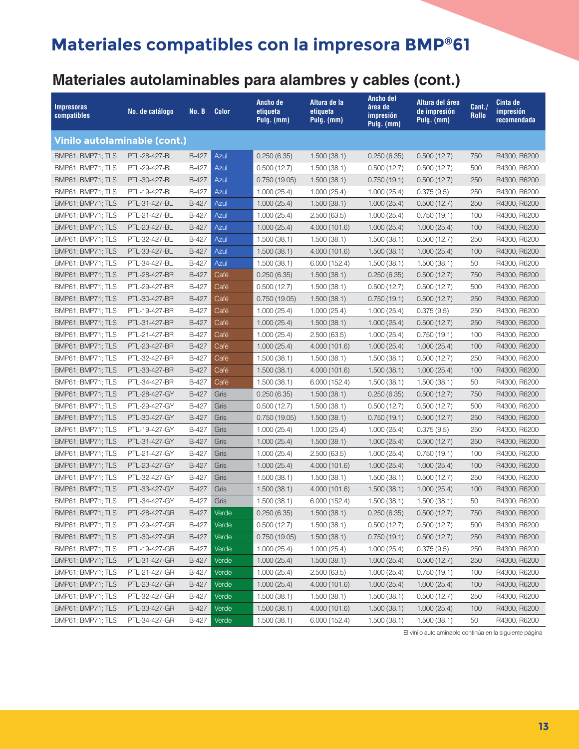# Materiales compatibles con la impresora BMP®61

## Materiales autolaminables para alambres y cables (cont.)

| Impresoras compatibles | No. de catálogo | No. B | Color | Ancho de etiqueta Pulg. (mm) | Altura de la etiqueta Pulg. (mm) | Ancho del área de impresión Pulg. (mm) | Altura del área de impresión Pulg. (mm) | Cant./ Rollo | Cinta de impresión recomendada |
|---|---|---|---|---|---|---|---|---|---|
| **Vinilo autolaminable (cont.)** | | | | | | | | | |
| BMP61; BMP71; TLS | PTL-28-427-BL | B-427 | Azul | 0.250 (6.35) | 1.500 (38.1) | 0.250 (6.35) | 0.500 (12.7) | 750 | R4300, R6200 |
| BMP61; BMP71; TLS | PTL-29-427-BL | B-427 | Azul | 0.500 (12.7) | 1.500 (38.1) | 0.500 (12.7) | 0.500 (12.7) | 500 | R4300, R6200 |
| BMP61; BMP71; TLS | PTL-30-427-BL | B-427 | Azul | 0.750 (19.05) | 1.500 (38.1) | 0.750 (19.1) | 0.500 (12.7) | 250 | R4300, R6200 |
| BMP61; BMP71; TLS | PTL-19-427-BL | B-427 | Azul | 1.000 (25.4) | 1.000 (25.4) | 1.000 (25.4) | 0.375 (9.5) | 250 | R4300, R6200 |
| BMP61; BMP71; TLS | PTL-31-427-BL | B-427 | Azul | 1.000 (25.4) | 1.500 (38.1) | 1.000 (25.4) | 0.500 (12.7) | 250 | R4300, R6200 |
| BMP61; BMP71; TLS | PTL-21-427-BL | B-427 | Azul | 1.000 (25.4) | 2.500 (63.5) | 1.000 (25.4) | 0.750 (19.1) | 100 | R4300, R6200 |
| BMP61; BMP71; TLS | PTL-23-427-BL | B-427 | Azul | 1.000 (25.4) | 4.000 (101.6) | 1.000 (25.4) | 1.000 (25.4) | 100 | R4300, R6200 |
| BMP61; BMP71; TLS | PTL-32-427-BL | B-427 | Azul | 1.500 (38.1) | 1.500 (38.1) | 1.500 (38.1) | 0.500 (12.7) | 250 | R4300, R6200 |
| BMP61; BMP71; TLS | PTL-33-427-BL | B-427 | Azul | 1.500 (38.1) | 4.000 (101.6) | 1.500 (38.1) | 1.000 (25.4) | 100 | R4300, R6200 |
| BMP61; BMP71; TLS | PTL-34-427-BL | B-427 | Azul | 1.500 (38.1) | 6.000 (152.4) | 1.500 (38.1) | 1.500 (38.1) | 50 | R4300, R6200 |
| BMP61; BMP71; TLS | PTL-28-427-BR | B-427 | Café | 0.250 (6.35) | 1.500 (38.1) | 0.250 (6.35) | 0.500 (12.7) | 750 | R4300, R6200 |
| BMP61; BMP71; TLS | PTL-29-427-BR | B-427 | Café | 0.500 (12.7) | 1.500 (38.1) | 0.500 (12.7) | 0.500 (12.7) | 500 | R4300, R6200 |
| BMP61; BMP71; TLS | PTL-30-427-BR | B-427 | Café | 0.750 (19.05) | 1.500 (38.1) | 0.750 (19.1) | 0.500 (12.7) | 250 | R4300, R6200 |
| BMP61; BMP71; TLS | PTL-19-427-BR | B-427 | Café | 1.000 (25.4) | 1.000 (25.4) | 1.000 (25.4) | 0.375 (9.5) | 250 | R4300, R6200 |
| BMP61; BMP71; TLS | PTL-31-427-BR | B-427 | Café | 1.000 (25.4) | 1.500 (38.1) | 1.000 (25.4) | 0.500 (12.7) | 250 | R4300, R6200 |
| BMP61; BMP71; TLS | PTL-21-427-BR | B-427 | Café | 1.000 (25.4) | 2.500 (63.5) | 1.000 (25.4) | 0.750 (19.1) | 100 | R4300, R6200 |
| BMP61; BMP71; TLS | PTL-23-427-BR | B-427 | Café | 1.000 (25.4) | 4.000 (101.6) | 1.000 (25.4) | 1.000 (25.4) | 100 | R4300, R6200 |
| BMP61; BMP71; TLS | PTL-32-427-BR | B-427 | Café | 1.500 (38.1) | 1.500 (38.1) | 1.500 (38.1) | 0.500 (12.7) | 250 | R4300, R6200 |
| BMP61; BMP71; TLS | PTL-33-427-BR | B-427 | Café | 1.500 (38.1) | 4.000 (101.6) | 1.500 (38.1) | 1.000 (25.4) | 100 | R4300, R6200 |
| BMP61; BMP71; TLS | PTL-34-427-BR | B-427 | Café | 1.500 (38.1) | 6.000 (152.4) | 1.500 (38.1) | 1.500 (38.1) | 50 | R4300, R6200 |
| BMP61; BMP71; TLS | PTL-28-427-GY | B-427 | Gris | 0.250 (6.35) | 1.500 (38.1) | 0.250 (6.35) | 0.500 (12.7) | 750 | R4300, R6200 |
| BMP61; BMP71; TLS | PTL-29-427-GY | B-427 | Gris | 0.500 (12.7) | 1.500 (38.1) | 0.500 (12.7) | 0.500 (12.7) | 500 | R4300, R6200 |
| BMP61; BMP71; TLS | PTL-30-427-GY | B-427 | Gris | 0.750 (19.05) | 1.500 (38.1) | 0.750 (19.1) | 0.500 (12.7) | 250 | R4300, R6200 |
| BMP61; BMP71; TLS | PTL-19-427-GY | B-427 | Gris | 1.000 (25.4) | 1.000 (25.4) | 1.000 (25.4) | 0.375 (9.5) | 250 | R4300, R6200 |
| BMP61; BMP71; TLS | PTL-31-427-GY | B-427 | Gris | 1.000 (25.4) | 1.500 (38.1) | 1.000 (25.4) | 0.500 (12.7) | 250 | R4300, R6200 |
| BMP61; BMP71; TLS | PTL-21-427-GY | B-427 | Gris | 1.000 (25.4) | 2.500 (63.5) | 1.000 (25.4) | 0.750 (19.1) | 100 | R4300, R6200 |
| BMP61; BMP71; TLS | PTL-23-427-GY | B-427 | Gris | 1.000 (25.4) | 4.000 (101.6) | 1.000 (25.4) | 1.000 (25.4) | 100 | R4300, R6200 |
| BMP61; BMP71; TLS | PTL-32-427-GY | B-427 | Gris | 1.500 (38.1) | 1.500 (38.1) | 1.500 (38.1) | 0.500 (12.7) | 250 | R4300, R6200 |
| BMP61; BMP71; TLS | PTL-33-427-GY | B-427 | Gris | 1.500 (38.1) | 4.000 (101.6) | 1.500 (38.1) | 1.000 (25.4) | 100 | R4300, R6200 |
| BMP61; BMP71; TLS | PTL-34-427-GY | B-427 | Gris | 1.500 (38.1) | 6.000 (152.4) | 1.500 (38.1) | 1.500 (38.1) | 50 | R4300, R6200 |
| BMP61; BMP71; TLS | PTL-28-427-GR | B-427 | Verde | 0.250 (6.35) | 1.500 (38.1) | 0.250 (6.35) | 0.500 (12.7) | 750 | R4300, R6200 |
| BMP61; BMP71; TLS | PTL-29-427-GR | B-427 | Verde | 0.500 (12.7) | 1.500 (38.1) | 0.500 (12.7) | 0.500 (12.7) | 500 | R4300, R6200 |
| BMP61; BMP71; TLS | PTL-30-427-GR | B-427 | Verde | 0.750 (19.05) | 1.500 (38.1) | 0.750 (19.1) | 0.500 (12.7) | 250 | R4300, R6200 |
| BMP61; BMP71; TLS | PTL-19-427-GR | B-427 | Verde | 1.000 (25.4) | 1.000 (25.4) | 1.000 (25.4) | 0.375 (9.5) | 250 | R4300, R6200 |
| BMP61; BMP71; TLS | PTL-31-427-GR | B-427 | Verde | 1.000 (25.4) | 1.500 (38.1) | 1.000 (25.4) | 0.500 (12.7) | 250 | R4300, R6200 |
| BMP61; BMP71; TLS | PTL-21-427-GR | B-427 | Verde | 1.000 (25.4) | 2.500 (63.5) | 1.000 (25.4) | 0.750 (19.1) | 100 | R4300, R6200 |
| BMP61; BMP71; TLS | PTL-23-427-GR | B-427 | Verde | 1.000 (25.4) | 4.000 (101.6) | 1.000 (25.4) | 1.000 (25.4) | 100 | R4300, R6200 |
| BMP61; BMP71; TLS | PTL-32-427-GR | B-427 | Verde | 1.500 (38.1) | 1.500 (38.1) | 1.500 (38.1) | 0.500 (12.7) | 250 | R4300, R6200 |
| BMP61; BMP71; TLS | PTL-33-427-GR | B-427 | Verde | 1.500 (38.1) | 4.000 (101.6) | 1.500 (38.1) | 1.000 (25.4) | 100 | R4300, R6200 |
| BMP61; BMP71; TLS | PTL-34-427-GR | B-427 | Verde | 1.500 (38.1) | 6.000 (152.4) | 1.500 (38.1) | 1.500 (38.1) | 50 | R4300, R6200 |

El vinilo autolaminable continúa en la siguiente página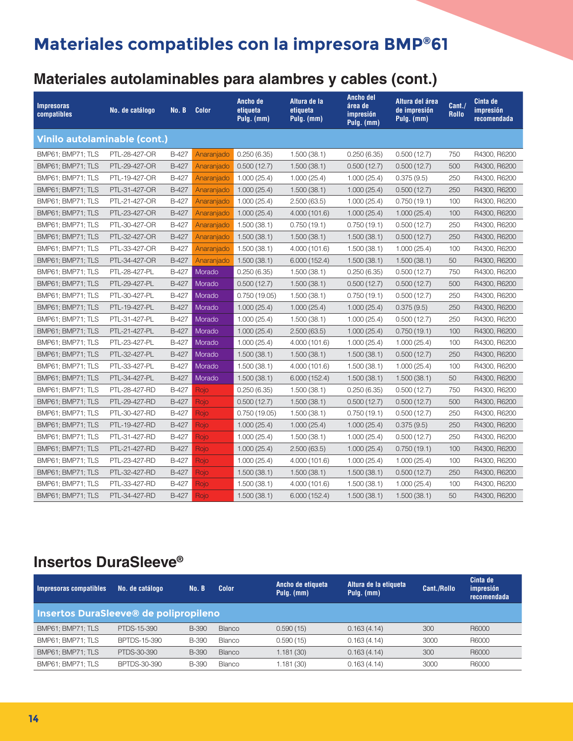# Materiales compatibles con la impresora BMP®61

## Materiales autolaminables para alambres y cables (cont.)

| Impresoras compatibles | No. de catálogo | No. B | Color | Ancho de etiqueta Pulg. (mm) | Altura de la etiqueta Pulg. (mm) | Ancho del área de impresión Pulg. (mm) | Altura del área de impresión Pulg. (mm) | Cant./ Rollo | Cinta de impresión recomendada |
|---|---|---|---|---|---|---|---|---|---|
| **Vinilo autolaminable (cont.)** | | | | | | | | | |
| BMP61; BMP71; TLS | PTL-28-427-OR | B-427 | Anaranjado | 0.250 (6.35) | 1.500 (38.1) | 0.250 (6.35) | 0.500 (12.7) | 750 | R4300, R6200 |
| BMP61; BMP71; TLS | PTL-29-427-OR | B-427 | Anaranjado | 0.500 (12.7) | 1.500 (38.1) | 0.500 (12.7) | 0.500 (12.7) | 500 | R4300, R6200 |
| BMP61; BMP71; TLS | PTL-19-427-OR | B-427 | Anaranjado | 1.000 (25.4) | 1.000 (25.4) | 1.000 (25.4) | 0.375 (9.5) | 250 | R4300, R6200 |
| BMP61; BMP71; TLS | PTL-31-427-OR | B-427 | Anaranjado | 1.000 (25.4) | 1.500 (38.1) | 1.000 (25.4) | 0.500 (12.7) | 250 | R4300, R6200 |
| BMP61; BMP71; TLS | PTL-21-427-OR | B-427 | Anaranjado | 1.000 (25.4) | 2.500 (63.5) | 1.000 (25.4) | 0.750 (19.1) | 100 | R4300, R6200 |
| BMP61; BMP71; TLS | PTL-23-427-OR | B-427 | Anaranjado | 1.000 (25.4) | 4.000 (101.6) | 1.000 (25.4) | 1.000 (25.4) | 100 | R4300, R6200 |
| BMP61; BMP71; TLS | PTL-30-427-OR | B-427 | Anaranjado | 1.500 (38.1) | 0.750 (19.1) | 0.750 (19.1) | 0.500 (12.7) | 250 | R4300, R6200 |
| BMP61; BMP71; TLS | PTL-32-427-OR | B-427 | Anaranjado | 1.500 (38.1) | 1.500 (38.1) | 1.500 (38.1) | 0.500 (12.7) | 250 | R4300, R6200 |
| BMP61; BMP71; TLS | PTL-33-427-OR | B-427 | Anaranjado | 1.500 (38.1) | 4.000 (101.6) | 1.500 (38.1) | 1.000 (25.4) | 100 | R4300, R6200 |
| BMP61; BMP71; TLS | PTL-34-427-OR | B-427 | Anaranjado | 1.500 (38.1) | 6.000 (152.4) | 1.500 (38.1) | 1.500 (38.1) | 50 | R4300, R6200 |
| BMP61; BMP71; TLS | PTL-28-427-PL | B-427 | Morado | 0.250 (6.35) | 1.500 (38.1) | 0.250 (6.35) | 0.500 (12.7) | 750 | R4300, R6200 |
| BMP61; BMP71; TLS | PTL-29-427-PL | B-427 | Morado | 0.500 (12.7) | 1.500 (38.1) | 0.500 (12.7) | 0.500 (12.7) | 500 | R4300, R6200 |
| BMP61; BMP71; TLS | PTL-30-427-PL | B-427 | Morado | 0.750 (19.05) | 1.500 (38.1) | 0.750 (19.1) | 0.500 (12.7) | 250 | R4300, R6200 |
| BMP61; BMP71; TLS | PTL-19-427-PL | B-427 | Morado | 1.000 (25.4) | 1.000 (25.4) | 1.000 (25.4) | 0.375 (9.5) | 250 | R4300, R6200 |
| BMP61; BMP71; TLS | PTL-31-427-PL | B-427 | Morado | 1.000 (25.4) | 1.500 (38.1) | 1.000 (25.4) | 0.500 (12.7) | 250 | R4300, R6200 |
| BMP61; BMP71; TLS | PTL-21-427-PL | B-427 | Morado | 1.000 (25.4) | 2.500 (63.5) | 1.000 (25.4) | 0.750 (19.1) | 100 | R4300, R6200 |
| BMP61; BMP71; TLS | PTL-23-427-PL | B-427 | Morado | 1.000 (25.4) | 4.000 (101.6) | 1.000 (25.4) | 1.000 (25.4) | 100 | R4300, R6200 |
| BMP61; BMP71; TLS | PTL-32-427-PL | B-427 | Morado | 1.500 (38.1) | 1.500 (38.1) | 1.500 (38.1) | 0.500 (12.7) | 250 | R4300, R6200 |
| BMP61; BMP71; TLS | PTL-33-427-PL | B-427 | Morado | 1.500 (38.1) | 4.000 (101.6) | 1.500 (38.1) | 1.000 (25.4) | 100 | R4300, R6200 |
| BMP61; BMP71; TLS | PTL-34-427-PL | B-427 | Morado | 1.500 (38.1) | 6.000 (152.4) | 1.500 (38.1) | 1.500 (38.1) | 50 | R4300, R6200 |
| BMP61; BMP71; TLS | PTL-28-427-RD | B-427 | Rojo | 0.250 (6.35) | 1.500 (38.1) | 0.250 (6.35) | 0.500 (12.7) | 750 | R4300, R6200 |
| BMP61; BMP71; TLS | PTL-29-427-RD | B-427 | Rojo | 0.500 (12.7) | 1.500 (38.1) | 0.500 (12.7) | 0.500 (12.7) | 500 | R4300, R6200 |
| BMP61; BMP71; TLS | PTL-30-427-RD | B-427 | Rojo | 0.750 (19.05) | 1.500 (38.1) | 0.750 (19.1) | 0.500 (12.7) | 250 | R4300, R6200 |
| BMP61; BMP71; TLS | PTL-19-427-RD | B-427 | Rojo | 1.000 (25.4) | 1.000 (25.4) | 1.000 (25.4) | 0.375 (9.5) | 250 | R4300, R6200 |
| BMP61; BMP71; TLS | PTL-31-427-RD | B-427 | Rojo | 1.000 (25.4) | 1.500 (38.1) | 1.000 (25.4) | 0.500 (12.7) | 250 | R4300, R6200 |
| BMP61; BMP71; TLS | PTL-21-427-RD | B-427 | Rojo | 1.000 (25.4) | 2.500 (63.5) | 1.000 (25.4) | 0.750 (19.1) | 100 | R4300, R6200 |
| BMP61; BMP71; TLS | PTL-23-427-RD | B-427 | Rojo | 1.000 (25.4) | 4.000 (101.6) | 1.000 (25.4) | 1.000 (25.4) | 100 | R4300, R6200 |
| BMP61; BMP71; TLS | PTL-32-427-RD | B-427 | Rojo | 1.500 (38.1) | 1.500 (38.1) | 1.500 (38.1) | 0.500 (12.7) | 250 | R4300, R6200 |
| BMP61; BMP71; TLS | PTL-33-427-RD | B-427 | Rojo | 1.500 (38.1) | 4.000 (101.6) | 1.500 (38.1) | 1.000 (25.4) | 100 | R4300, R6200 |
| BMP61; BMP71; TLS | PTL-34-427-RD | B-427 | Rojo | 1.500 (38.1) | 6.000 (152.4) | 1.500 (38.1) | 1.500 (38.1) | 50 | R4300, R6200 |

## Insertos DuraSleeve®

| Impresoras compatibles | No. de catálogo | No. B | Color | Ancho de etiqueta Pulg. (mm) | Altura de la etiqueta Pulg. (mm) | Cant./Rollo | Cinta de impresión recomendada |
|---|---|---|---|---|---|---|---|
| **Insertos DuraSleeve® de polipropileno** | | | | | | | |
| BMP61; BMP71; TLS | PTDS-15-390 | B-390 | Blanco | 0.590 (15) | 0.163 (4.14) | 300 | R6000 |
| BMP61; BMP71; TLS | BPTDS-15-390 | B-390 | Blanco | 0.590 (15) | 0.163 (4.14) | 3000 | R6000 |
| BMP61; BMP71; TLS | PTDS-30-390 | B-390 | Blanco | 1.181 (30) | 0.163 (4.14) | 300 | R6000 |
| BMP61; BMP71; TLS | BPTDS-30-390 | B-390 | Blanco | 1.181 (30) | 0.163 (4.14) | 3000 | R6000 |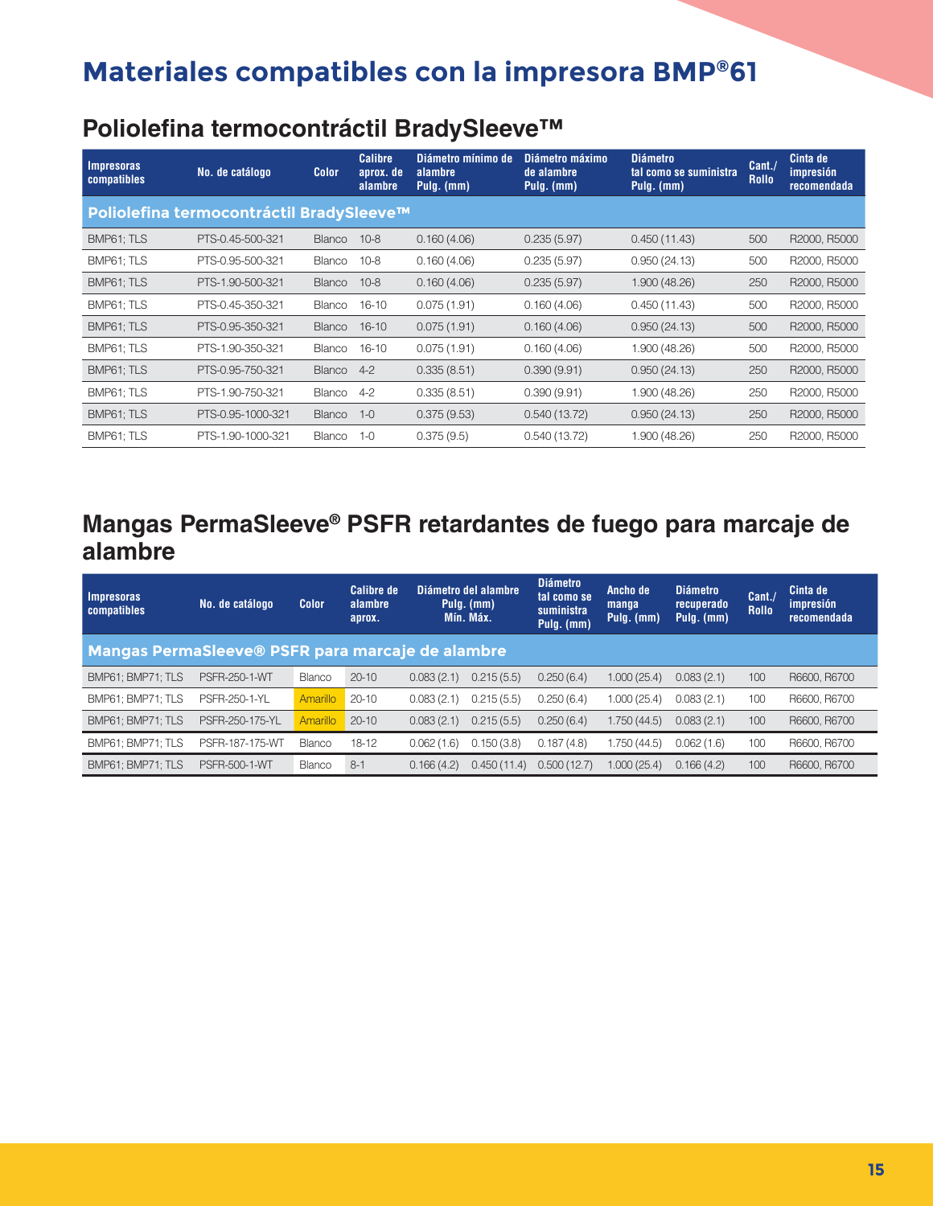# Materiales compatibles con la impresora BMP®61

## Poliolefina termocontráctil BradySleeve™

| Impresoras compatibles | No. de catálogo | Color | Calibre aprox. de alambre | Diámetro mínimo de alambre Pulg. (mm) | Diámetro máximo de alambre Pulg. (mm) | Diámetro tal como se suministra Pulg. (mm) | Cant./ Rollo | Cinta de impresión recomendada |
|---|---|---|---|---|---|---|---|---|
| **Poliolefina termocontráctil BradySleeve™** | | | | | | | | |
| BMP61; TLS | PTS-0.45-500-321 | Blanco | 10-8 | 0.160 (4.06) | 0.235 (5.97) | 0.450 (11.43) | 500 | R2000, R5000 |
| BMP61; TLS | PTS-0.95-500-321 | Blanco | 10-8 | 0.160 (4.06) | 0.235 (5.97) | 0.950 (24.13) | 500 | R2000, R5000 |
| BMP61; TLS | PTS-1.90-500-321 | Blanco | 10-8 | 0.160 (4.06) | 0.235 (5.97) | 1.900 (48.26) | 250 | R2000, R5000 |
| BMP61; TLS | PTS-0.45-350-321 | Blanco | 16-10 | 0.075 (1.91) | 0.160 (4.06) | 0.450 (11.43) | 500 | R2000, R5000 |
| BMP61; TLS | PTS-0.95-350-321 | Blanco | 16-10 | 0.075 (1.91) | 0.160 (4.06) | 0.950 (24.13) | 500 | R2000, R5000 |
| BMP61; TLS | PTS-1.90-350-321 | Blanco | 16-10 | 0.075 (1.91) | 0.160 (4.06) | 1.900 (48.26) | 500 | R2000, R5000 |
| BMP61; TLS | PTS-0.95-750-321 | Blanco | 4-2 | 0.335 (8.51) | 0.390 (9.91) | 0.950 (24.13) | 250 | R2000, R5000 |
| BMP61; TLS | PTS-1.90-750-321 | Blanco | 4-2 | 0.335 (8.51) | 0.390 (9.91) | 1.900 (48.26) | 250 | R2000, R5000 |
| BMP61; TLS | PTS-0.95-1000-321 | Blanco | 1-0 | 0.375 (9.53) | 0.540 (13.72) | 0.950 (24.13) | 250 | R2000, R5000 |
| BMP61; TLS | PTS-1.90-1000-321 | Blanco | 1-0 | 0.375 (9.5) | 0.540 (13.72) | 1.900 (48.26) | 250 | R2000, R5000 |

## Mangas PermaSleeve® PSFR retardantes de fuego para marcaje de alambre

| Impresoras compatibles | No. de catálogo | Color | Calibre de alambre aprox. | Diámetro del alambre Pulg. (mm) Mín. | Máx. | Diámetro tal como se suministra Pulg. (mm) | Ancho de manga Pulg. (mm) | Diámetro recuperado Pulg. (mm) | Cant./ Rollo | Cinta de impresión recomendada |
|---|---|---|---|---|---|---|---|---|---|---|
| **Mangas PermaSleeve® PSFR para marcaje de alambre** | | | | | | | | | | |
| BMP61; BMP71; TLS | PSFR-250-1-WT | Blanco | 20-10 | 0.083 (2.1) | 0.215 (5.5) | 0.250 (6.4) | 1.000 (25.4) | 0.083 (2.1) | 100 | R6600, R6700 |
| BMP61; BMP71; TLS | PSFR-250-1-YL | Amarillo | 20-10 | 0.083 (2.1) | 0.215 (5.5) | 0.250 (6.4) | 1.000 (25.4) | 0.083 (2.1) | 100 | R6600, R6700 |
| BMP61; BMP71; TLS | PSFR-250-175-YL | Amarillo | 20-10 | 0.083 (2.1) | 0.215 (5.5) | 0.250 (6.4) | 1.750 (44.5) | 0.083 (2.1) | 100 | R6600, R6700 |
| BMP61; BMP71; TLS | PSFR-187-175-WT | Blanco | 18-12 | 0.062 (1.6) | 0.150 (3.8) | 0.187 (4.8) | 1.750 (44.5) | 0.062 (1.6) | 100 | R6600, R6700 |
| BMP61; BMP71; TLS | PSFR-500-1-WT | Blanco | 8-1 | 0.166 (4.2) | 0.450 (11.4) | 0.500 (12.7) | 1.000 (25.4) | 0.166 (4.2) | 100 | R6600, R6700 |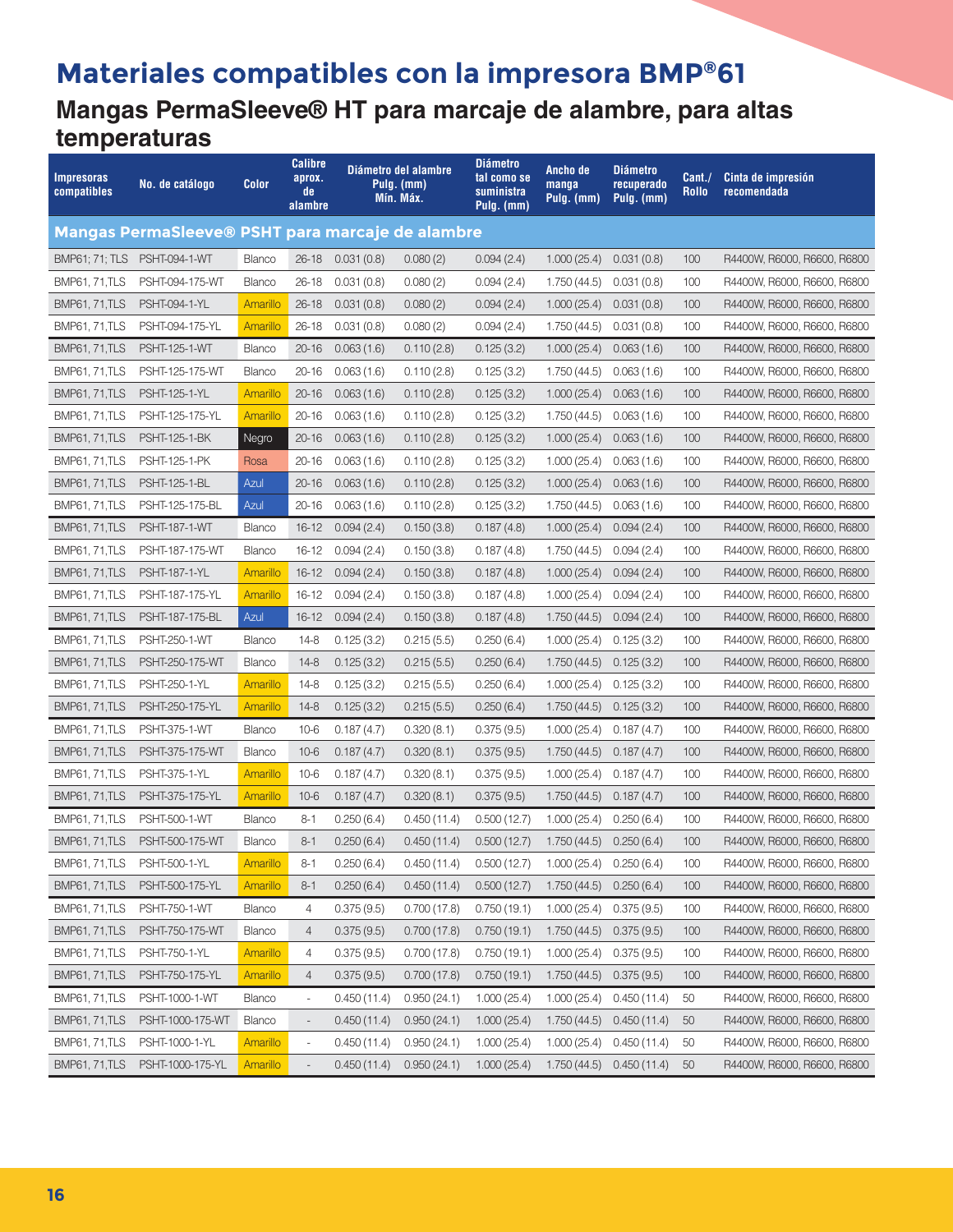# Materiales compatibles con la impresora BMP®61

## Mangas PermaSleeve® HT para marcaje de alambre, para altas temperaturas

| Impresoras compatibles | No. de catálogo | Color | Calibre aprox. de alambre | Diámetro del alambre Pulg. (mm) Mín. | Máx. | Diámetro tal como se suministra Pulg. (mm) | Ancho de manga Pulg. (mm) | Diámetro recuperado Pulg. (mm) | Cant./ Rollo | Cinta de impresión recomendada |
|---|---|---|---|---|---|---|---|---|---|---|
| **Mangas PermaSleeve® PSHT para marcaje de alambre** | | | | | | | | | | |
| BMP61; 71; TLS | PSHT-094-1-WT | Blanco | 26-18 | 0.031 (0.8) | 0.080 (2) | 0.094 (2.4) | 1.000 (25.4) | 0.031 (0.8) | 100 | R4400W, R6000, R6600, R6800 |
| BMP61, 71,TLS | PSHT-094-175-WT | Blanco | 26-18 | 0.031 (0.8) | 0.080 (2) | 0.094 (2.4) | 1.750 (44.5) | 0.031 (0.8) | 100 | R4400W, R6000, R6600, R6800 |
| BMP61, 71,TLS | PSHT-094-1-YL | Amarillo | 26-18 | 0.031 (0.8) | 0.080 (2) | 0.094 (2.4) | 1.000 (25.4) | 0.031 (0.8) | 100 | R4400W, R6000, R6600, R6800 |
| BMP61, 71,TLS | PSHT-094-175-YL | Amarillo | 26-18 | 0.031 (0.8) | 0.080 (2) | 0.094 (2.4) | 1.750 (44.5) | 0.031 (0.8) | 100 | R4400W, R6000, R6600, R6800 |
| BMP61, 71,TLS | PSHT-125-1-WT | Blanco | 20-16 | 0.063 (1.6) | 0.110 (2.8) | 0.125 (3.2) | 1.000 (25.4) | 0.063 (1.6) | 100 | R4400W, R6000, R6600, R6800 |
| BMP61, 71,TLS | PSHT-125-175-WT | Blanco | 20-16 | 0.063 (1.6) | 0.110 (2.8) | 0.125 (3.2) | 1.750 (44.5) | 0.063 (1.6) | 100 | R4400W, R6000, R6600, R6800 |
| BMP61, 71,TLS | PSHT-125-1-YL | Amarillo | 20-16 | 0.063 (1.6) | 0.110 (2.8) | 0.125 (3.2) | 1.000 (25.4) | 0.063 (1.6) | 100 | R4400W, R6000, R6600, R6800 |
| BMP61, 71,TLS | PSHT-125-175-YL | Amarillo | 20-16 | 0.063 (1.6) | 0.110 (2.8) | 0.125 (3.2) | 1.750 (44.5) | 0.063 (1.6) | 100 | R4400W, R6000, R6600, R6800 |
| BMP61, 71,TLS | PSHT-125-1-BK | Negro | 20-16 | 0.063 (1.6) | 0.110 (2.8) | 0.125 (3.2) | 1.000 (25.4) | 0.063 (1.6) | 100 | R4400W, R6000, R6600, R6800 |
| BMP61, 71,TLS | PSHT-125-1-PK | Rosa | 20-16 | 0.063 (1.6) | 0.110 (2.8) | 0.125 (3.2) | 1.000 (25.4) | 0.063 (1.6) | 100 | R4400W, R6000, R6600, R6800 |
| BMP61, 71,TLS | PSHT-125-1-BL | Azul | 20-16 | 0.063 (1.6) | 0.110 (2.8) | 0.125 (3.2) | 1.000 (25.4) | 0.063 (1.6) | 100 | R4400W, R6000, R6600, R6800 |
| BMP61, 71,TLS | PSHT-125-175-BL | Azul | 20-16 | 0.063 (1.6) | 0.110 (2.8) | 0.125 (3.2) | 1.750 (44.5) | 0.063 (1.6) | 100 | R4400W, R6000, R6600, R6800 |
| BMP61, 71,TLS | PSHT-187-1-WT | Blanco | 16-12 | 0.094 (2.4) | 0.150 (3.8) | 0.187 (4.8) | 1.000 (25.4) | 0.094 (2.4) | 100 | R4400W, R6000, R6600, R6800 |
| BMP61, 71,TLS | PSHT-187-175-WT | Blanco | 16-12 | 0.094 (2.4) | 0.150 (3.8) | 0.187 (4.8) | 1.000 (25.4) | 0.094 (2.4) | 100 | R4400W, R6000, R6600, R6800 |
| BMP61, 71,TLS | PSHT-187-1-YL | Amarillo | 16-12 | 0.094 (2.4) | 0.150 (3.8) | 0.187 (4.8) | 1.000 (25.4) | 0.094 (2.4) | 100 | R4400W, R6000, R6600, R6800 |
| BMP61, 71,TLS | PSHT-187-175-YL | Amarillo | 16-12 | 0.094 (2.4) | 0.150 (3.8) | 0.187 (4.8) | 1.000 (25.4) | 0.094 (2.4) | 100 | R4400W, R6000, R6600, R6800 |
| BMP61, 71,TLS | PSHT-187-175-BL | Azul | 16-12 | 0.094 (2.4) | 0.150 (3.8) | 0.187 (4.8) | 1.750 (44.5) | 0.094 (2.4) | 100 | R4400W, R6000, R6600, R6800 |
| BMP61, 71,TLS | PSHT-250-1-WT | Blanco | 14-8 | 0.125 (3.2) | 0.215 (5.5) | 0.250 (6.4) | 1.000 (25.4) | 0.125 (3.2) | 100 | R4400W, R6000, R6600, R6800 |
| BMP61, 71,TLS | PSHT-250-175-WT | Blanco | 14-8 | 0.125 (3.2) | 0.215 (5.5) | 0.250 (6.4) | 1.750 (44.5) | 0.125 (3.2) | 100 | R4400W, R6000, R6600, R6800 |
| BMP61, 71,TLS | PSHT-250-1-YL | Amarillo | 14-8 | 0.125 (3.2) | 0.215 (5.5) | 0.250 (6.4) | 1.000 (25.4) | 0.125 (3.2) | 100 | R4400W, R6000, R6600, R6800 |
| BMP61, 71,TLS | PSHT-250-175-YL | Amarillo | 14-8 | 0.125 (3.2) | 0.215 (5.5) | 0.250 (6.4) | 1.750 (44.5) | 0.125 (3.2) | 100 | R4400W, R6000, R6600, R6800 |
| BMP61, 71,TLS | PSHT-375-1-WT | Blanco | 10-6 | 0.187 (4.7) | 0.320 (8.1) | 0.375 (9.5) | 1.000 (25.4) | 0.187 (4.7) | 100 | R4400W, R6000, R6600, R6800 |
| BMP61, 71,TLS | PSHT-375-175-WT | Blanco | 10-6 | 0.187 (4.7) | 0.320 (8.1) | 0.375 (9.5) | 1.750 (44.5) | 0.187 (4.7) | 100 | R4400W, R6000, R6600, R6800 |
| BMP61, 71,TLS | PSHT-375-1-YL | Amarillo | 10-6 | 0.187 (4.7) | 0.320 (8.1) | 0.375 (9.5) | 1.000 (25.4) | 0.187 (4.7) | 100 | R4400W, R6000, R6600, R6800 |
| BMP61, 71,TLS | PSHT-375-175-YL | Amarillo | 10-6 | 0.187 (4.7) | 0.320 (8.1) | 0.375 (9.5) | 1.750 (44.5) | 0.187 (4.7) | 100 | R4400W, R6000, R6600, R6800 |
| BMP61, 71,TLS | PSHT-500-1-WT | Blanco | 8-1 | 0.250 (6.4) | 0.450 (11.4) | 0.500 (12.7) | 1.000 (25.4) | 0.250 (6.4) | 100 | R4400W, R6000, R6600, R6800 |
| BMP61, 71,TLS | PSHT-500-175-WT | Blanco | 8-1 | 0.250 (6.4) | 0.450 (11.4) | 0.500 (12.7) | 1.750 (44.5) | 0.250 (6.4) | 100 | R4400W, R6000, R6600, R6800 |
| BMP61, 71,TLS | PSHT-500-1-YL | Amarillo | 8-1 | 0.250 (6.4) | 0.450 (11.4) | 0.500 (12.7) | 1.000 (25.4) | 0.250 (6.4) | 100 | R4400W, R6000, R6600, R6800 |
| BMP61, 71,TLS | PSHT-500-175-YL | Amarillo | 8-1 | 0.250 (6.4) | 0.450 (11.4) | 0.500 (12.7) | 1.750 (44.5) | 0.250 (6.4) | 100 | R4400W, R6000, R6600, R6800 |
| BMP61, 71,TLS | PSHT-750-1-WT | Blanco | 4 | 0.375 (9.5) | 0.700 (17.8) | 0.750 (19.1) | 1.000 (25.4) | 0.375 (9.5) | 100 | R4400W, R6000, R6600, R6800 |
| BMP61, 71,TLS | PSHT-750-175-WT | Blanco | 4 | 0.375 (9.5) | 0.700 (17.8) | 0.750 (19.1) | 1.750 (44.5) | 0.375 (9.5) | 100 | R4400W, R6000, R6600, R6800 |
| BMP61, 71,TLS | PSHT-750-1-YL | Amarillo | 4 | 0.375 (9.5) | 0.700 (17.8) | 0.750 (19.1) | 1.000 (25.4) | 0.375 (9.5) | 100 | R4400W, R6000, R6600, R6800 |
| BMP61, 71,TLS | PSHT-750-175-YL | Amarillo | 4 | 0.375 (9.5) | 0.700 (17.8) | 0.750 (19.1) | 1.750 (44.5) | 0.375 (9.5) | 100 | R4400W, R6000, R6600, R6800 |
| BMP61, 71,TLS | PSHT-1000-1-WT | Blanco | - | 0.450 (11.4) | 0.950 (24.1) | 1.000 (25.4) | 1.000 (25.4) | 0.450 (11.4) | 50 | R4400W, R6000, R6600, R6800 |
| BMP61, 71,TLS | PSHT-1000-175-WT | Blanco | - | 0.450 (11.4) | 0.950 (24.1) | 1.000 (25.4) | 1.750 (44.5) | 0.450 (11.4) | 50 | R4400W, R6000, R6600, R6800 |
| BMP61, 71,TLS | PSHT-1000-1-YL | Amarillo | - | 0.450 (11.4) | 0.950 (24.1) | 1.000 (25.4) | 1.000 (25.4) | 0.450 (11.4) | 50 | R4400W, R6000, R6600, R6800 |
| BMP61, 71,TLS | PSHT-1000-175-YL | Amarillo | - | 0.450 (11.4) | 0.950 (24.1) | 1.000 (25.4) | 1.750 (44.5) | 0.450 (11.4) | 50 | R4400W, R6000, R6600, R6800 |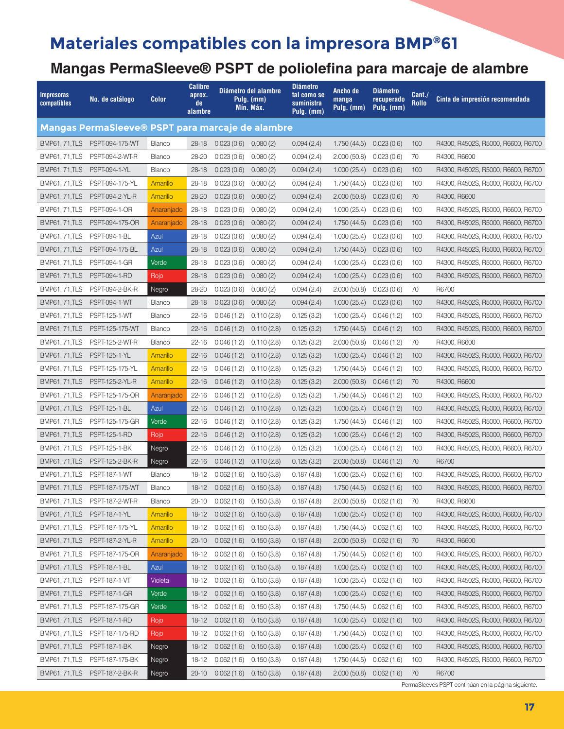# Materiales compatibles con la impresora BMP®61

## Mangas PermaSleeve® PSPT de poliolefina para marcaje de alambre

| Impresoras compatibles | No. de catálogo | Color | Calibre aprox. de alambre | Diámetro del alambre Pulg. (mm) Mín. | Máx. | Diámetro tal como se suministra Pulg. (mm) | Ancho de manga Pulg. (mm) | Diámetro recuperado Pulg. (mm) | Cant./ Rollo | Cinta de impresión recomendada |
|---|---|---|---|---|---|---|---|---|---|---|
| **Mangas PermaSleeve® PSPT para marcaje de alambre** | | | | | | | | | | |
| BMP61, 71,TLS | PSPT-094-175-WT | Blanco | 28-18 | 0.023 (0.6) | 0.080 (2) | 0.094 (2.4) | 1.750 (44.5) | 0.023 (0.6) | 100 | R4300, R4502S, R5000, R6600, R6700 |
| BMP61, 71,TLS | PSPT-094-2-WT-R | Blanco | 28-20 | 0.023 (0.6) | 0.080 (2) | 0.094 (2.4) | 2.000 (50.8) | 0.023 (0.6) | 70 | R4300, R6600 |
| BMP61, 71,TLS | PSPT-094-1-YL | Blanco | 28-18 | 0.023 (0.6) | 0.080 (2) | 0.094 (2.4) | 1.000 (25.4) | 0.023 (0.6) | 100 | R4300, R4502S, R5000, R6600, R6700 |
| BMP61, 71,TLS | PSPT-094-175-YL | Amarillo | 28-18 | 0.023 (0.6) | 0.080 (2) | 0.094 (2.4) | 1.750 (44.5) | 0.023 (0.6) | 100 | R4300, R4502S, R5000, R6600, R6700 |
| BMP61, 71,TLS | PSPT-094-2-YL-R | Amarillo | 28-20 | 0.023 (0.6) | 0.080 (2) | 0.094 (2.4) | 2.000 (50.8) | 0.023 (0.6) | 70 | R4300, R6600 |
| BMP61, 71,TLS | PSPT-094-1-OR | Anaranjado | 28-18 | 0.023 (0.6) | 0.080 (2) | 0.094 (2.4) | 1.000 (25.4) | 0.023 (0.6) | 100 | R4300, R4502S, R5000, R6600, R6700 |
| BMP61, 71,TLS | PSPT-094-175-OR | Anaranjado | 28-18 | 0.023 (0.6) | 0.080 (2) | 0.094 (2.4) | 1.750 (44.5) | 0.023 (0.6) | 100 | R4300, R4502S, R5000, R6600, R6700 |
| BMP61, 71,TLS | PSPT-094-1-BL | Azul | 28-18 | 0.023 (0.6) | 0.080 (2) | 0.094 (2.4) | 1.000 (25.4) | 0.023 (0.6) | 100 | R4300, R4502S, R5000, R6600, R6700 |
| BMP61, 71,TLS | PSPT-094-175-BL | Azul | 28-18 | 0.023 (0.6) | 0.080 (2) | 0.094 (2.4) | 1.750 (44.5) | 0.023 (0.6) | 100 | R4300, R4502S, R5000, R6600, R6700 |
| BMP61, 71,TLS | PSPT-094-1-GR | Verde | 28-18 | 0.023 (0.6) | 0.080 (2) | 0.094 (2.4) | 1.000 (25.4) | 0.023 (0.6) | 100 | R4300, R4502S, R5000, R6600, R6700 |
| BMP61, 71,TLS | PSPT-094-1-RD | Rojo | 28-18 | 0.023 (0.6) | 0.080 (2) | 0.094 (2.4) | 1.000 (25.4) | 0.023 (0.6) | 100 | R4300, R4502S, R5000, R6600, R6700 |
| BMP61, 71,TLS | PSPT-094-2-BK-R | Negro | 28-20 | 0.023 (0.6) | 0.080 (2) | 0.094 (2.4) | 2.000 (50.8) | 0.023 (0.6) | 70 | R6700 |
| BMP61, 71,TLS | PSPT-094-1-WT | Blanco | 28-18 | 0.023 (0.6) | 0.080 (2) | 0.094 (2.4) | 1.000 (25.4) | 0.023 (0.6) | 100 | R4300, R4502S, R5000, R6600, R6700 |
| BMP61, 71,TLS | PSPT-125-1-WT | Blanco | 22-16 | 0.046 (1.2) | 0.110 (2.8) | 0.125 (3.2) | 1.000 (25.4) | 0.046 (1.2) | 100 | R4300, R4502S, R5000, R6600, R6700 |
| BMP61, 71,TLS | PSPT-125-175-WT | Blanco | 22-16 | 0.046 (1.2) | 0.110 (2.8) | 0.125 (3.2) | 1.750 (44.5) | 0.046 (1.2) | 100 | R4300, R4502S, R5000, R6600, R6700 |
| BMP61, 71,TLS | PSPT-125-2-WT-R | Blanco | 22-16 | 0.046 (1.2) | 0.110 (2.8) | 0.125 (3.2) | 2.000 (50.8) | 0.046 (1.2) | 70 | R4300, R6600 |
| BMP61, 71,TLS | PSPT-125-1-YL | Amarillo | 22-16 | 0.046 (1.2) | 0.110 (2.8) | 0.125 (3.2) | 1.000 (25.4) | 0.046 (1.2) | 100 | R4300, R4502S, R5000, R6600, R6700 |
| BMP61, 71,TLS | PSPT-125-175-YL | Amarillo | 22-16 | 0.046 (1.2) | 0.110 (2.8) | 0.125 (3.2) | 1.750 (44.5) | 0.046 (1.2) | 100 | R4300, R4502S, R5000, R6600, R6700 |
| BMP61, 71,TLS | PSPT-125-2-YL-R | Amarillo | 22-16 | 0.046 (1.2) | 0.110 (2.8) | 0.125 (3.2) | 2.000 (50.8) | 0.046 (1.2) | 70 | R4300, R6600 |
| BMP61, 71,TLS | PSPT-125-175-OR | Anaranjado | 22-16 | 0.046 (1.2) | 0.110 (2.8) | 0.125 (3.2) | 1.750 (44.5) | 0.046 (1.2) | 100 | R4300, R4502S, R5000, R6600, R6700 |
| BMP61, 71,TLS | PSPT-125-1-BL | Azul | 22-16 | 0.046 (1.2) | 0.110 (2.8) | 0.125 (3.2) | 1.000 (25.4) | 0.046 (1.2) | 100 | R4300, R4502S, R5000, R6600, R6700 |
| BMP61, 71,TLS | PSPT-125-175-GR | Verde | 22-16 | 0.046 (1.2) | 0.110 (2.8) | 0.125 (3.2) | 1.750 (44.5) | 0.046 (1.2) | 100 | R4300, R4502S, R5000, R6600, R6700 |
| BMP61, 71,TLS | PSPT-125-1-RD | Rojo | 22-16 | 0.046 (1.2) | 0.110 (2.8) | 0.125 (3.2) | 1.000 (25.4) | 0.046 (1.2) | 100 | R4300, R4502S, R5000, R6600, R6700 |
| BMP61, 71,TLS | PSPT-125-1-BK | Negro | 22-16 | 0.046 (1.2) | 0.110 (2.8) | 0.125 (3.2) | 1.000 (25.4) | 0.046 (1.2) | 100 | R4300, R4502S, R5000, R6600, R6700 |
| BMP61, 71,TLS | PSPT-125-2-BK-R | Negro | 22-16 | 0.046 (1.2) | 0.110 (2.8) | 0.125 (3.2) | 2.000 (50.8) | 0.046 (1.2) | 70 | R6700 |
| BMP61, 71,TLS | PSPT-187-1-WT | Blanco | 18-12 | 0.062 (1.6) | 0.150 (3.8) | 0.187 (4.8) | 1.000 (25.4) | 0.062 (1.6) | 100 | R4300, R4502S, R5000, R6600, R6700 |
| BMP61, 71,TLS | PSPT-187-175-WT | Blanco | 18-12 | 0.062 (1.6) | 0.150 (3.8) | 0.187 (4.8) | 1.750 (44.5) | 0.062 (1.6) | 100 | R4300, R4502S, R5000, R6600, R6700 |
| BMP61, 71,TLS | PSPT-187-2-WT-R | Blanco | 20-10 | 0.062 (1.6) | 0.150 (3.8) | 0.187 (4.8) | 2.000 (50.8) | 0.062 (1.6) | 70 | R4300, R6600 |
| BMP61, 71,TLS | PSPT-187-1-YL | Amarillo | 18-12 | 0.062 (1.6) | 0.150 (3.8) | 0.187 (4.8) | 1.000 (25.4) | 0.062 (1.6) | 100 | R4300, R4502S, R5000, R6600, R6700 |
| BMP61, 71,TLS | PSPT-187-175-YL | Amarillo | 18-12 | 0.062 (1.6) | 0.150 (3.8) | 0.187 (4.8) | 1.750 (44.5) | 0.062 (1.6) | 100 | R4300, R4502S, R5000, R6600, R6700 |
| BMP61, 71,TLS | PSPT-187-2-YL-R | Amarillo | 20-10 | 0.062 (1.6) | 0.150 (3.8) | 0.187 (4.8) | 2.000 (50.8) | 0.062 (1.6) | 70 | R4300, R6600 |
| BMP61, 71,TLS | PSPT-187-175-OR | Anaranjado | 18-12 | 0.062 (1.6) | 0.150 (3.8) | 0.187 (4.8) | 1.750 (44.5) | 0.062 (1.6) | 100 | R4300, R4502S, R5000, R6600, R6700 |
| BMP61, 71,TLS | PSPT-187-1-BL | Azul | 18-12 | 0.062 (1.6) | 0.150 (3.8) | 0.187 (4.8) | 1.000 (25.4) | 0.062 (1.6) | 100 | R4300, R4502S, R5000, R6600, R6700 |
| BMP61, 71,TLS | PSPT-187-1-VT | Violeta | 18-12 | 0.062 (1.6) | 0.150 (3.8) | 0.187 (4.8) | 1.000 (25.4) | 0.062 (1.6) | 100 | R4300, R4502S, R5000, R6600, R6700 |
| BMP61, 71,TLS | PSPT-187-1-GR | Verde | 18-12 | 0.062 (1.6) | 0.150 (3.8) | 0.187 (4.8) | 1.000 (25.4) | 0.062 (1.6) | 100 | R4300, R4502S, R5000, R6600, R6700 |
| BMP61, 71,TLS | PSPT-187-175-GR | Verde | 18-12 | 0.062 (1.6) | 0.150 (3.8) | 0.187 (4.8) | 1.750 (44.5) | 0.062 (1.6) | 100 | R4300, R4502S, R5000, R6600, R6700 |
| BMP61, 71,TLS | PSPT-187-1-RD | Rojo | 18-12 | 0.062 (1.6) | 0.150 (3.8) | 0.187 (4.8) | 1.000 (25.4) | 0.062 (1.6) | 100 | R4300, R4502S, R5000, R6600, R6700 |
| BMP61, 71,TLS | PSPT-187-175-RD | Rojo | 18-12 | 0.062 (1.6) | 0.150 (3.8) | 0.187 (4.8) | 1.750 (44.5) | 0.062 (1.6) | 100 | R4300, R4502S, R5000, R6600, R6700 |
| BMP61, 71,TLS | PSPT-187-1-BK | Negro | 18-12 | 0.062 (1.6) | 0.150 (3.8) | 0.187 (4.8) | 1.000 (25.4) | 0.062 (1.6) | 100 | R4300, R4502S, R5000, R6600, R6700 |
| BMP61, 71,TLS | PSPT-187-175-BK | Negro | 18-12 | 0.062 (1.6) | 0.150 (3.8) | 0.187 (4.8) | 1.750 (44.5) | 0.062 (1.6) | 100 | R4300, R4502S, R5000, R6600, R6700 |
| BMP61, 71,TLS | PSPT-187-2-BK-R | Negro | 20-10 | 0.062 (1.6) | 0.150 (3.8) | 0.187 (4.8) | 2.000 (50.8) | 0.062 (1.6) | 70 | R6700 |

PermaSleeves PSPT continúan en la página siguiente.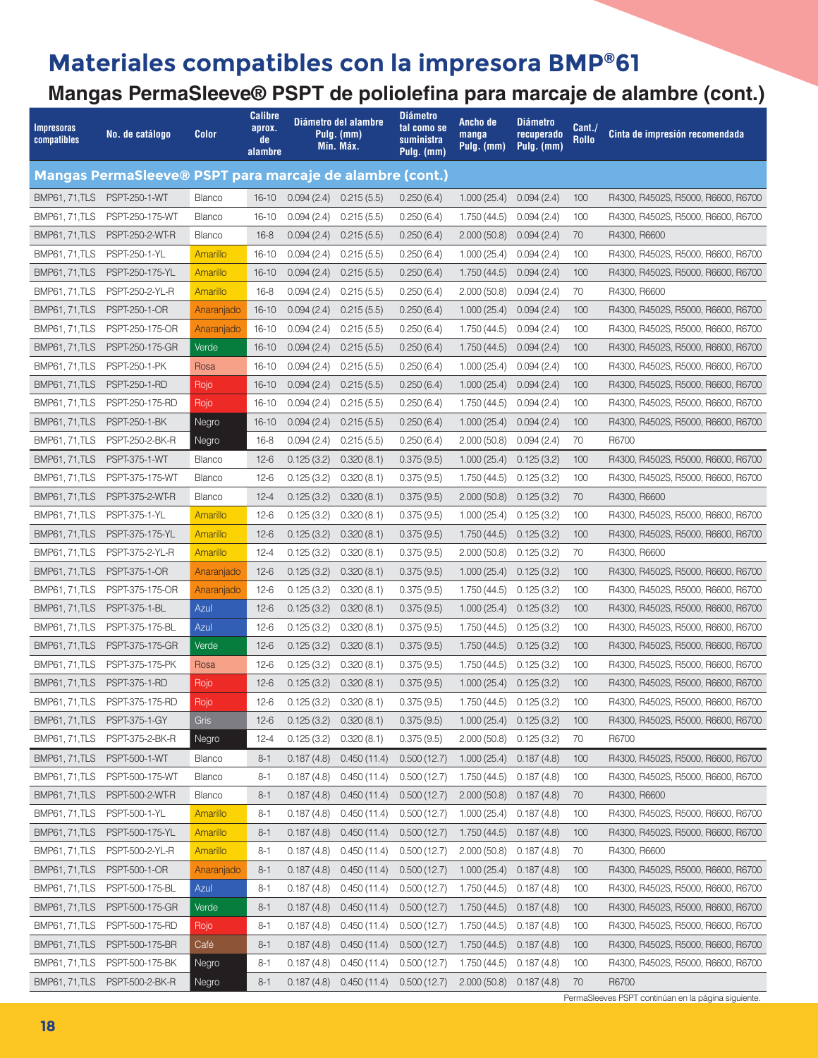# Materiales compatibles con la impresora BMP®61

## Mangas PermaSleeve® PSPT de poliolefina para marcaje de alambre (cont.)

| Impresoras compatibles | No. de catálogo | Color | Calibre aprox. de alambre | Diámetro del alambre Pulg. (mm) Mín. | Máx. | Diámetro tal como se suministra Pulg. (mm) | Ancho de manga Pulg. (mm) | Diámetro recuperado Pulg. (mm) | Cant./ Rollo | Cinta de impresión recomendada |
|---|---|---|---|---|---|---|---|---|---|---|
| **Mangas PermaSleeve® PSPT para marcaje de alambre (cont.)** | | | | | | | | | | |
| BMP61, 71,TLS | PSPT-250-1-WT | Blanco | 16-10 | 0.094 (2.4) | 0.215 (5.5) | 0.250 (6.4) | 1.000 (25.4) | 0.094 (2.4) | 100 | R4300, R4502S, R5000, R6600, R6700 |
| BMP61, 71,TLS | PSPT-250-175-WT | Blanco | 16-10 | 0.094 (2.4) | 0.215 (5.5) | 0.250 (6.4) | 1.750 (44.5) | 0.094 (2.4) | 100 | R4300, R4502S, R5000, R6600, R6700 |
| BMP61, 71,TLS | PSPT-250-2-WT-R | Blanco | 16-8 | 0.094 (2.4) | 0.215 (5.5) | 0.250 (6.4) | 2.000 (50.8) | 0.094 (2.4) | 70 | R4300, R6600 |
| BMP61, 71,TLS | PSPT-250-1-YL | Amarillo | 16-10 | 0.094 (2.4) | 0.215 (5.5) | 0.250 (6.4) | 1.000 (25.4) | 0.094 (2.4) | 100 | R4300, R4502S, R5000, R6600, R6700 |
| BMP61, 71,TLS | PSPT-250-175-YL | Amarillo | 16-10 | 0.094 (2.4) | 0.215 (5.5) | 0.250 (6.4) | 1.750 (44.5) | 0.094 (2.4) | 100 | R4300, R4502S, R5000, R6600, R6700 |
| BMP61, 71,TLS | PSPT-250-2-YL-R | Amarillo | 16-8 | 0.094 (2.4) | 0.215 (5.5) | 0.250 (6.4) | 2.000 (50.8) | 0.094 (2.4) | 70 | R4300, R6600 |
| BMP61, 71,TLS | PSPT-250-1-OR | Anaranjado | 16-10 | 0.094 (2.4) | 0.215 (5.5) | 0.250 (6.4) | 1.000 (25.4) | 0.094 (2.4) | 100 | R4300, R4502S, R5000, R6600, R6700 |
| BMP61, 71,TLS | PSPT-250-175-OR | Anaranjado | 16-10 | 0.094 (2.4) | 0.215 (5.5) | 0.250 (6.4) | 1.750 (44.5) | 0.094 (2.4) | 100 | R4300, R4502S, R5000, R6600, R6700 |
| BMP61, 71,TLS | PSPT-250-175-GR | Verde | 16-10 | 0.094 (2.4) | 0.215 (5.5) | 0.250 (6.4) | 1.750 (44.5) | 0.094 (2.4) | 100 | R4300, R4502S, R5000, R6600, R6700 |
| BMP61, 71,TLS | PSPT-250-1-PK | Rosa | 16-10 | 0.094 (2.4) | 0.215 (5.5) | 0.250 (6.4) | 1.000 (25.4) | 0.094 (2.4) | 100 | R4300, R4502S, R5000, R6600, R6700 |
| BMP61, 71,TLS | PSPT-250-1-RD | Rojo | 16-10 | 0.094 (2.4) | 0.215 (5.5) | 0.250 (6.4) | 1.000 (25.4) | 0.094 (2.4) | 100 | R4300, R4502S, R5000, R6600, R6700 |
| BMP61, 71,TLS | PSPT-250-175-RD | Rojo | 16-10 | 0.094 (2.4) | 0.215 (5.5) | 0.250 (6.4) | 1.750 (44.5) | 0.094 (2.4) | 100 | R4300, R4502S, R5000, R6600, R6700 |
| BMP61, 71,TLS | PSPT-250-1-BK | Negro | 16-10 | 0.094 (2.4) | 0.215 (5.5) | 0.250 (6.4) | 1.000 (25.4) | 0.094 (2.4) | 100 | R4300, R4502S, R5000, R6600, R6700 |
| BMP61, 71,TLS | PSPT-250-2-BK-R | Negro | 16-8 | 0.094 (2.4) | 0.215 (5.5) | 0.250 (6.4) | 2.000 (50.8) | 0.094 (2.4) | 70 | R6700 |
| BMP61, 71,TLS | PSPT-375-1-WT | Blanco | 12-6 | 0.125 (3.2) | 0.320 (8.1) | 0.375 (9.5) | 1.000 (25.4) | 0.125 (3.2) | 100 | R4300, R4502S, R5000, R6600, R6700 |
| BMP61, 71,TLS | PSPT-375-175-WT | Blanco | 12-6 | 0.125 (3.2) | 0.320 (8.1) | 0.375 (9.5) | 1.750 (44.5) | 0.125 (3.2) | 100 | R4300, R4502S, R5000, R6600, R6700 |
| BMP61, 71,TLS | PSPT-375-2-WT-R | Blanco | 12-4 | 0.125 (3.2) | 0.320 (8.1) | 0.375 (9.5) | 2.000 (50.8) | 0.125 (3.2) | 70 | R4300, R6600 |
| BMP61, 71,TLS | PSPT-375-1-YL | Amarillo | 12-6 | 0.125 (3.2) | 0.320 (8.1) | 0.375 (9.5) | 1.000 (25.4) | 0.125 (3.2) | 100 | R4300, R4502S, R5000, R6600, R6700 |
| BMP61, 71,TLS | PSPT-375-175-YL | Amarillo | 12-6 | 0.125 (3.2) | 0.320 (8.1) | 0.375 (9.5) | 1.750 (44.5) | 0.125 (3.2) | 100 | R4300, R4502S, R5000, R6600, R6700 |
| BMP61, 71,TLS | PSPT-375-2-YL-R | Amarillo | 12-4 | 0.125 (3.2) | 0.320 (8.1) | 0.375 (9.5) | 2.000 (50.8) | 0.125 (3.2) | 70 | R4300, R6600 |
| BMP61, 71,TLS | PSPT-375-1-OR | Anaranjado | 12-6 | 0.125 (3.2) | 0.320 (8.1) | 0.375 (9.5) | 1.000 (25.4) | 0.125 (3.2) | 100 | R4300, R4502S, R5000, R6600, R6700 |
| BMP61, 71,TLS | PSPT-375-175-OR | Anaranjado | 12-6 | 0.125 (3.2) | 0.320 (8.1) | 0.375 (9.5) | 1.750 (44.5) | 0.125 (3.2) | 100 | R4300, R4502S, R5000, R6600, R6700 |
| BMP61, 71,TLS | PSPT-375-1-BL | Azul | 12-6 | 0.125 (3.2) | 0.320 (8.1) | 0.375 (9.5) | 1.000 (25.4) | 0.125 (3.2) | 100 | R4300, R4502S, R5000, R6600, R6700 |
| BMP61, 71,TLS | PSPT-375-175-BL | Azul | 12-6 | 0.125 (3.2) | 0.320 (8.1) | 0.375 (9.5) | 1.750 (44.5) | 0.125 (3.2) | 100 | R4300, R4502S, R5000, R6600, R6700 |
| BMP61, 71,TLS | PSPT-375-175-GR | Verde | 12-6 | 0.125 (3.2) | 0.320 (8.1) | 0.375 (9.5) | 1.750 (44.5) | 0.125 (3.2) | 100 | R4300, R4502S, R5000, R6600, R6700 |
| BMP61, 71,TLS | PSPT-375-175-PK | Rosa | 12-6 | 0.125 (3.2) | 0.320 (8.1) | 0.375 (9.5) | 1.750 (44.5) | 0.125 (3.2) | 100 | R4300, R4502S, R5000, R6600, R6700 |
| BMP61, 71,TLS | PSPT-375-1-RD | Rojo | 12-6 | 0.125 (3.2) | 0.320 (8.1) | 0.375 (9.5) | 1.000 (25.4) | 0.125 (3.2) | 100 | R4300, R4502S, R5000, R6600, R6700 |
| BMP61, 71,TLS | PSPT-375-175-RD | Rojo | 12-6 | 0.125 (3.2) | 0.320 (8.1) | 0.375 (9.5) | 1.750 (44.5) | 0.125 (3.2) | 100 | R4300, R4502S, R5000, R6600, R6700 |
| BMP61, 71,TLS | PSPT-375-1-GY | Gris | 12-6 | 0.125 (3.2) | 0.320 (8.1) | 0.375 (9.5) | 1.000 (25.4) | 0.125 (3.2) | 100 | R4300, R4502S, R5000, R6600, R6700 |
| BMP61, 71,TLS | PSPT-375-2-BK-R | Negro | 12-4 | 0.125 (3.2) | 0.320 (8.1) | 0.375 (9.5) | 2.000 (50.8) | 0.125 (3.2) | 70 | R6700 |
| BMP61, 71,TLS | PSPT-500-1-WT | Blanco | 8-1 | 0.187 (4.8) | 0.450 (11.4) | 0.500 (12.7) | 1.000 (25.4) | 0.187 (4.8) | 100 | R4300, R4502S, R5000, R6600, R6700 |
| BMP61, 71,TLS | PSPT-500-175-WT | Blanco | 8-1 | 0.187 (4.8) | 0.450 (11.4) | 0.500 (12.7) | 1.750 (44.5) | 0.187 (4.8) | 100 | R4300, R4502S, R5000, R6600, R6700 |
| BMP61, 71,TLS | PSPT-500-2-WT-R | Blanco | 8-1 | 0.187 (4.8) | 0.450 (11.4) | 0.500 (12.7) | 2.000 (50.8) | 0.187 (4.8) | 70 | R4300, R6600 |
| BMP61, 71,TLS | PSPT-500-1-YL | Amarillo | 8-1 | 0.187 (4.8) | 0.450 (11.4) | 0.500 (12.7) | 1.000 (25.4) | 0.187 (4.8) | 100 | R4300, R4502S, R5000, R6600, R6700 |
| BMP61, 71,TLS | PSPT-500-175-YL | Amarillo | 8-1 | 0.187 (4.8) | 0.450 (11.4) | 0.500 (12.7) | 1.750 (44.5) | 0.187 (4.8) | 100 | R4300, R4502S, R5000, R6600, R6700 |
| BMP61, 71,TLS | PSPT-500-2-YL-R | Amarillo | 8-1 | 0.187 (4.8) | 0.450 (11.4) | 0.500 (12.7) | 2.000 (50.8) | 0.187 (4.8) | 70 | R4300, R6600 |
| BMP61, 71,TLS | PSPT-500-1-OR | Anaranjado | 8-1 | 0.187 (4.8) | 0.450 (11.4) | 0.500 (12.7) | 1.000 (25.4) | 0.187 (4.8) | 100 | R4300, R4502S, R5000, R6600, R6700 |
| BMP61, 71,TLS | PSPT-500-175-BL | Azul | 8-1 | 0.187 (4.8) | 0.450 (11.4) | 0.500 (12.7) | 1.750 (44.5) | 0.187 (4.8) | 100 | R4300, R4502S, R5000, R6600, R6700 |
| BMP61, 71,TLS | PSPT-500-175-GR | Verde | 8-1 | 0.187 (4.8) | 0.450 (11.4) | 0.500 (12.7) | 1.750 (44.5) | 0.187 (4.8) | 100 | R4300, R4502S, R5000, R6600, R6700 |
| BMP61, 71,TLS | PSPT-500-175-RD | Rojo | 8-1 | 0.187 (4.8) | 0.450 (11.4) | 0.500 (12.7) | 1.750 (44.5) | 0.187 (4.8) | 100 | R4300, R4502S, R5000, R6600, R6700 |
| BMP61, 71,TLS | PSPT-500-175-BR | Café | 8-1 | 0.187 (4.8) | 0.450 (11.4) | 0.500 (12.7) | 1.750 (44.5) | 0.187 (4.8) | 100 | R4300, R4502S, R5000, R6600, R6700 |
| BMP61, 71,TLS | PSPT-500-175-BK | Negro | 8-1 | 0.187 (4.8) | 0.450 (11.4) | 0.500 (12.7) | 1.750 (44.5) | 0.187 (4.8) | 100 | R4300, R4502S, R5000, R6600, R6700 |
| BMP61, 71,TLS | PSPT-500-2-BK-R | Negro | 8-1 | 0.187 (4.8) | 0.450 (11.4) | 0.500 (12.7) | 2.000 (50.8) | 0.187 (4.8) | 70 | R6700 |

PermaSleeves PSPT continúan en la página siguiente.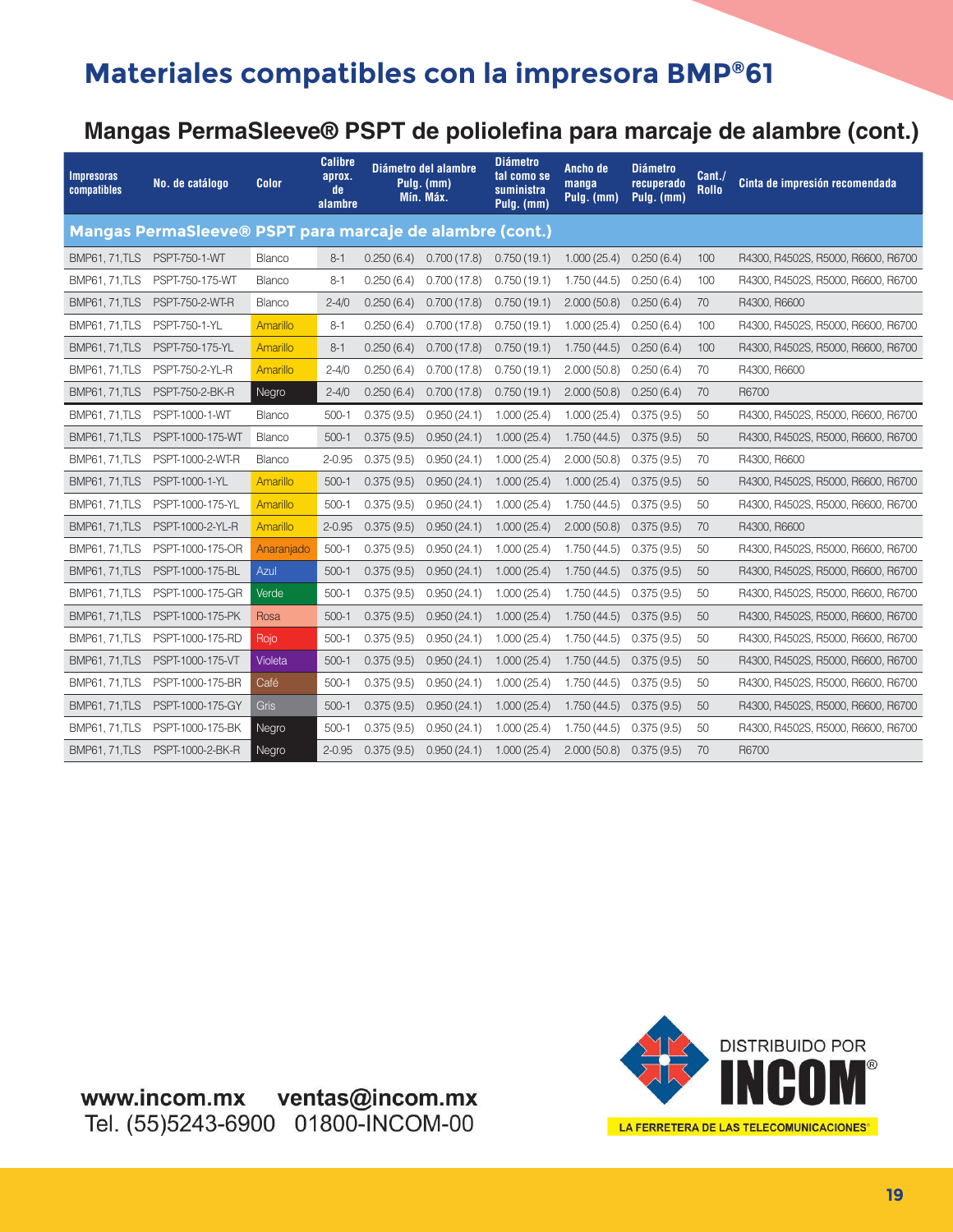# Materiales compatibles con la impresora BMP®61

## Mangas PermaSleeve® PSPT de poliolefina para marcaje de alambre (cont.)

| Impresoras compatibles | No. de catálogo | Color | Calibre aprox. de alambre | Diámetro del alambre Pulg. (mm) Mín. | Máx. | Diámetro tal como se suministra Pulg. (mm) | Ancho de manga Pulg. (mm) | Diámetro recuperado Pulg. (mm) | Cant./ Rollo | Cinta de impresión recomendada |
|---|---|---|---|---|---|---|---|---|---|---|
| **Mangas PermaSleeve® PSPT para marcaje de alambre (cont.)** | | | | | | | | | | |
| BMP61, 71,TLS | PSPT-750-1-WT | Blanco | 8-1 | 0.250 (6.4) | 0.700 (17.8) | 0.750 (19.1) | 1.000 (25.4) | 0.250 (6.4) | 100 | R4300, R4502S, R5000, R6600, R6700 |
| BMP61, 71,TLS | PSPT-750-175-WT | Blanco | 8-1 | 0.250 (6.4) | 0.700 (17.8) | 0.750 (19.1) | 1.750 (44.5) | 0.250 (6.4) | 100 | R4300, R4502S, R5000, R6600, R6700 |
| BMP61, 71,TLS | PSPT-750-2-WT-R | Blanco | 2-4/0 | 0.250 (6.4) | 0.700 (17.8) | 0.750 (19.1) | 2.000 (50.8) | 0.250 (6.4) | 70 | R4300, R6600 |
| BMP61, 71,TLS | PSPT-750-1-YL | Amarillo | 8-1 | 0.250 (6.4) | 0.700 (17.8) | 0.750 (19.1) | 1.000 (25.4) | 0.250 (6.4) | 100 | R4300, R4502S, R5000, R6600, R6700 |
| BMP61, 71,TLS | PSPT-750-175-YL | Amarillo | 8-1 | 0.250 (6.4) | 0.700 (17.8) | 0.750 (19.1) | 1.750 (44.5) | 0.250 (6.4) | 100 | R4300, R4502S, R5000, R6600, R6700 |
| BMP61, 71,TLS | PSPT-750-2-YL-R | Amarillo | 2-4/0 | 0.250 (6.4) | 0.700 (17.8) | 0.750 (19.1) | 2.000 (50.8) | 0.250 (6.4) | 70 | R4300, R6600 |
| BMP61, 71,TLS | PSPT-750-2-BK-R | Negro | 2-4/0 | 0.250 (6.4) | 0.700 (17.8) | 0.750 (19.1) | 2.000 (50.8) | 0.250 (6.4) | 70 | R6700 |
| BMP61, 71,TLS | PSPT-1000-1-WT | Blanco | 500-1 | 0.375 (9.5) | 0.950 (24.1) | 1.000 (25.4) | 1.000 (25.4) | 0.375 (9.5) | 50 | R4300, R4502S, R5000, R6600, R6700 |
| BMP61, 71,TLS | PSPT-1000-175-WT | Blanco | 500-1 | 0.375 (9.5) | 0.950 (24.1) | 1.000 (25.4) | 1.750 (44.5) | 0.375 (9.5) | 50 | R4300, R4502S, R5000, R6600, R6700 |
| BMP61, 71,TLS | PSPT-1000-2-WT-R | Blanco | 2-0.95 | 0.375 (9.5) | 0.950 (24.1) | 1.000 (25.4) | 2.000 (50.8) | 0.375 (9.5) | 70 | R4300, R6600 |
| BMP61, 71,TLS | PSPT-1000-1-YL | Amarillo | 500-1 | 0.375 (9.5) | 0.950 (24.1) | 1.000 (25.4) | 1.000 (25.4) | 0.375 (9.5) | 50 | R4300, R4502S, R5000, R6600, R6700 |
| BMP61, 71,TLS | PSPT-1000-175-YL | Amarillo | 500-1 | 0.375 (9.5) | 0.950 (24.1) | 1.000 (25.4) | 1.750 (44.5) | 0.375 (9.5) | 50 | R4300, R4502S, R5000, R6600, R6700 |
| BMP61, 71,TLS | PSPT-1000-2-YL-R | Amarillo | 2-0.95 | 0.375 (9.5) | 0.950 (24.1) | 1.000 (25.4) | 2.000 (50.8) | 0.375 (9.5) | 70 | R4300, R6600 |
| BMP61, 71,TLS | PSPT-1000-175-OR | Anaranjado | 500-1 | 0.375 (9.5) | 0.950 (24.1) | 1.000 (25.4) | 1.750 (44.5) | 0.375 (9.5) | 50 | R4300, R4502S, R5000, R6600, R6700 |
| BMP61, 71,TLS | PSPT-1000-175-BL | Azul | 500-1 | 0.375 (9.5) | 0.950 (24.1) | 1.000 (25.4) | 1.750 (44.5) | 0.375 (9.5) | 50 | R4300, R4502S, R5000, R6600, R6700 |
| BMP61, 71,TLS | PSPT-1000-175-GR | Verde | 500-1 | 0.375 (9.5) | 0.950 (24.1) | 1.000 (25.4) | 1.750 (44.5) | 0.375 (9.5) | 50 | R4300, R4502S, R5000, R6600, R6700 |
| BMP61, 71,TLS | PSPT-1000-175-PK | Rosa | 500-1 | 0.375 (9.5) | 0.950 (24.1) | 1.000 (25.4) | 1.750 (44.5) | 0.375 (9.5) | 50 | R4300, R4502S, R5000, R6600, R6700 |
| BMP61, 71,TLS | PSPT-1000-175-RD | Rojo | 500-1 | 0.375 (9.5) | 0.950 (24.1) | 1.000 (25.4) | 1.750 (44.5) | 0.375 (9.5) | 50 | R4300, R4502S, R5000, R6600, R6700 |
| BMP61, 71,TLS | PSPT-1000-175-VT | Violeta | 500-1 | 0.375 (9.5) | 0.950 (24.1) | 1.000 (25.4) | 1.750 (44.5) | 0.375 (9.5) | 50 | R4300, R4502S, R5000, R6600, R6700 |
| BMP61, 71,TLS | PSPT-1000-175-BR | Café | 500-1 | 0.375 (9.5) | 0.950 (24.1) | 1.000 (25.4) | 1.750 (44.5) | 0.375 (9.5) | 50 | R4300, R4502S, R5000, R6600, R6700 |
| BMP61, 71,TLS | PSPT-1000-175-GY | Gris | 500-1 | 0.375 (9.5) | 0.950 (24.1) | 1.000 (25.4) | 1.750 (44.5) | 0.375 (9.5) | 50 | R4300, R4502S, R5000, R6600, R6700 |
| BMP61, 71,TLS | PSPT-1000-175-BK | Negro | 500-1 | 0.375 (9.5) | 0.950 (24.1) | 1.000 (25.4) | 1.750 (44.5) | 0.375 (9.5) | 50 | R4300, R4502S, R5000, R6600, R6700 |
| BMP61, 71,TLS | PSPT-1000-2-BK-R | Negro | 2-0.95 | 0.375 (9.5) | 0.950 (24.1) | 1.000 (25.4) | 2.000 (50.8) | 0.375 (9.5) | 70 | R6700 |

**www.incom.mx** **ventas@incom.mx**
Tel. (55)5243-6900 01800-INCOM-00

DISTRIBUIDO POR
**INCOM®**
LA FERRETERA DE LAS TELECOMUNICACIONES®